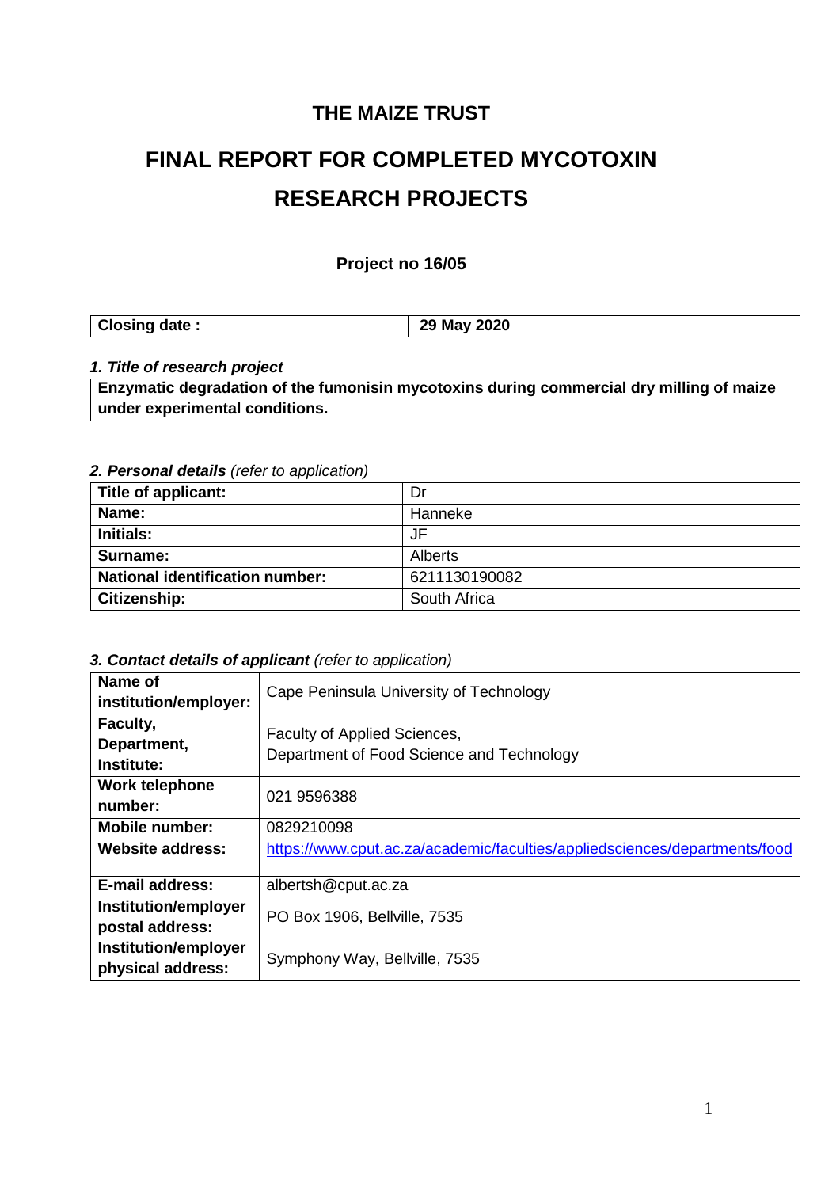# THE MAIZE TRUST

# FINAL REPORT FOR COMPLETED MYCOTOXIN RESEARCH PROJECTS

## Project no 16/05

| | |
|---|---|
| **Closing date :** | **29 May 2020** |

### *1. Title of research project*

| |
|---|
| **Enzymatic degradation of the fumonisin mycotoxins during commercial dry milling of maize under experimental conditions.** |

### *2. Personal details* *(refer to application)*

| | |
|---|---|
| **Title of applicant:** | Dr |
| **Name:** | Hanneke |
| **Initials:** | JF |
| **Surname:** | Alberts |
| **National identification number:** | 6211130190082 |
| **Citizenship:** | South Africa |

### *3. Contact details of applicant* *(refer to application)*

| | |
|---|---|
| **Name of institution/employer:** | Cape Peninsula University of Technology |
| **Faculty, Department, Institute:** | Faculty of Applied Sciences,<br>Department of Food Science and Technology |
| **Work telephone number:** | 021 9596388 |
| **Mobile number:** | 0829210098 |
| **Website address:** | https://www.cput.ac.za/academic/faculties/appliedsciences/departments/food |
| **E-mail address:** | albertsh@cput.ac.za |
| **Institution/employer postal address:** | PO Box 1906, Bellville, 7535 |
| **Institution/employer physical address:** | Symphony Way, Bellville, 7535 |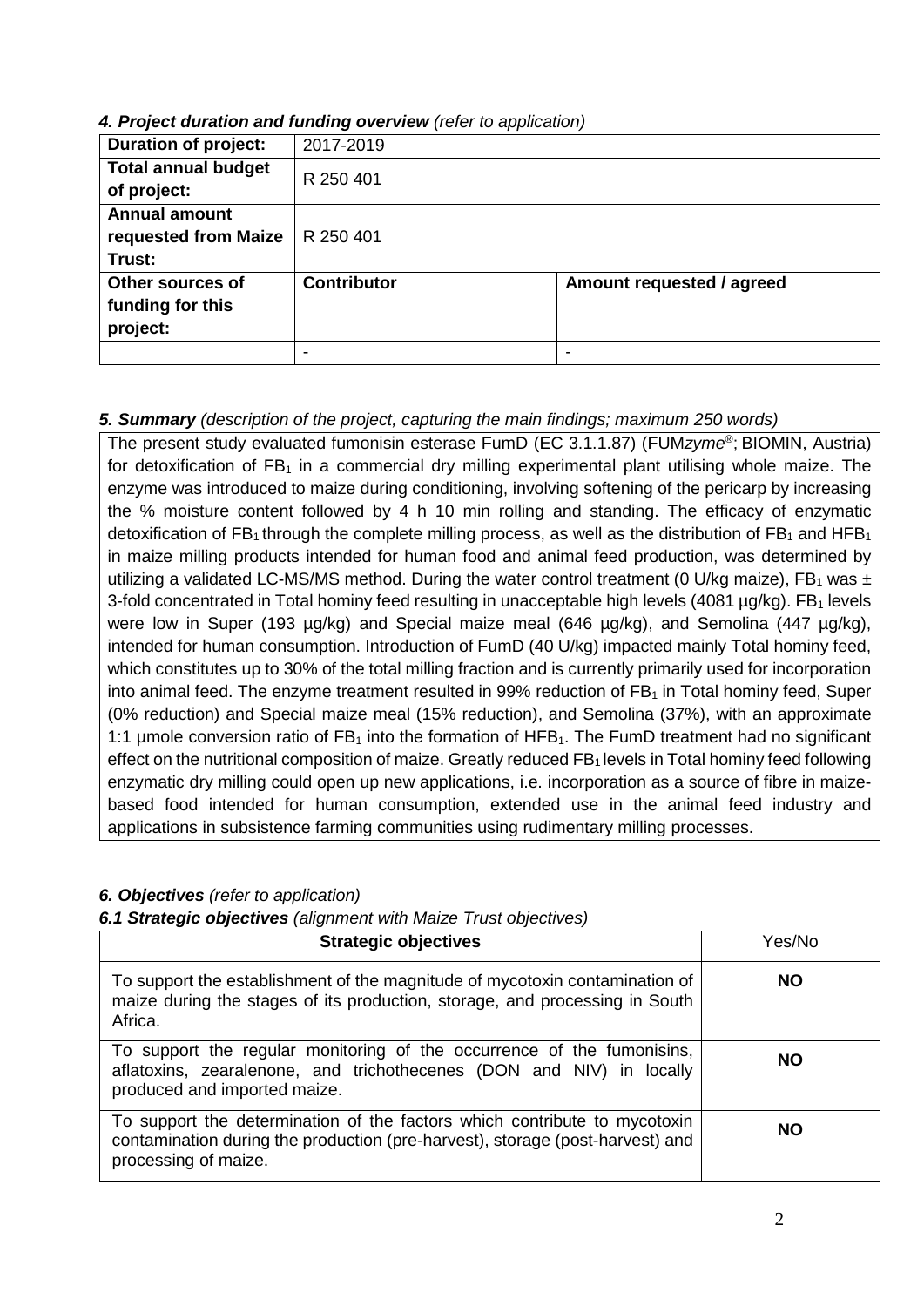### *4. Project duration and funding overview* *(refer to application)*

| | | |
|---|---|---|
| **Duration of project:** | 2017-2019 | |
| **Total annual budget of project:** | R 250 401 | |
| **Annual amount requested from Maize Trust:** | R 250 401 | |
| **Other sources of funding for this project:** | **Contributor** | **Amount requested / agreed** |
| | - | - |

### *5. Summary* *(description of the project, capturing the main findings; maximum 250 words)*

The present study evaluated fumonisin esterase FumD (EC 3.1.1.87) (FUM*zyme*®; BIOMIN, Austria) for detoxification of $FB_1$ in a commercial dry milling experimental plant utilising whole maize. The enzyme was introduced to maize during conditioning, involving softening of the pericarp by increasing the % moisture content followed by 4 h 10 min rolling and standing. The efficacy of enzymatic detoxification of $FB_1$ through the complete milling process, as well as the distribution of $FB_1$ and $HFB_1$ in maize milling products intended for human food and animal feed production, was determined by utilizing a validated LC-MS/MS method. During the water control treatment (0 U/kg maize), $FB_1$ was ± 3-fold concentrated in Total hominy feed resulting in unacceptable high levels (4081 µg/kg). $FB_1$ levels were low in Super (193 µg/kg) and Special maize meal (646 µg/kg), and Semolina (447 µg/kg), intended for human consumption. Introduction of FumD (40 U/kg) impacted mainly Total hominy feed, which constitutes up to 30% of the total milling fraction and is currently primarily used for incorporation into animal feed. The enzyme treatment resulted in 99% reduction of $FB_1$ in Total hominy feed, Super (0% reduction) and Special maize meal (15% reduction), and Semolina (37%), with an approximate 1:1 µmole conversion ratio of $FB_1$ into the formation of $HFB_1$. The FumD treatment had no significant effect on the nutritional composition of maize. Greatly reduced $FB_1$ levels in Total hominy feed following enzymatic dry milling could open up new applications, i.e. incorporation as a source of fibre in maize-based food intended for human consumption, extended use in the animal feed industry and applications in subsistence farming communities using rudimentary milling processes.

### *6. Objectives* *(refer to application)*

#### *6.1 Strategic objectives* *(alignment with Maize Trust objectives)*

| **Strategic objectives** | Yes/No |
|---|---|
| To support the establishment of the magnitude of mycotoxin contamination of maize during the stages of its production, storage, and processing in South Africa. | **NO** |
| To support the regular monitoring of the occurrence of the fumonisins, aflatoxins, zearalenone, and trichothecenes (DON and NIV) in locally produced and imported maize. | **NO** |
| To support the determination of the factors which contribute to mycotoxin contamination during the production (pre-harvest), storage (post-harvest) and processing of maize. | **NO** |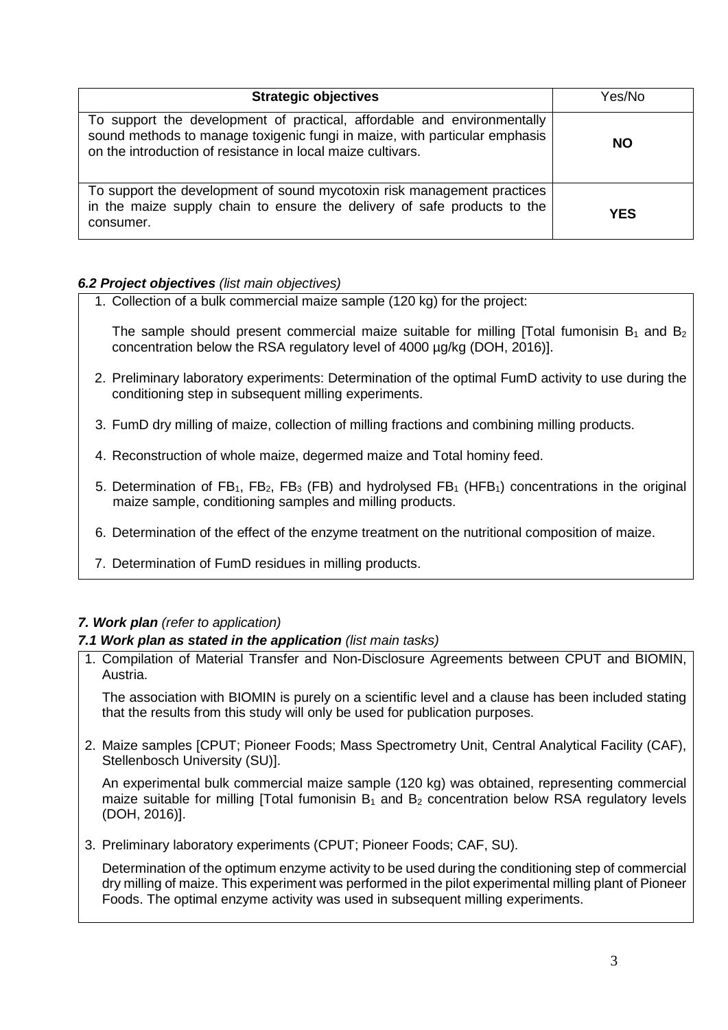| Strategic objectives | Yes/No |
| --- | --- |
| To support the development of practical, affordable and environmentally sound methods to manage toxigenic fungi in maize, with particular emphasis on the introduction of resistance in local maize cultivars. | **NO** |
| To support the development of sound mycotoxin risk management practices in the maize supply chain to ensure the delivery of safe products to the consumer. | **YES** |

### *6.2 Project objectives* *(list main objectives)*

1. Collection of a bulk commercial maize sample (120 kg) for the project:

   The sample should present commercial maize suitable for milling [Total fumonisin $B_1$ and $B_2$ concentration below the RSA regulatory level of 4000 µg/kg (DOH, 2016)].

2. Preliminary laboratory experiments: Determination of the optimal FumD activity to use during the conditioning step in subsequent milling experiments.

3. FumD dry milling of maize, collection of milling fractions and combining milling products.

4. Reconstruction of whole maize, degermed maize and Total hominy feed.

5. Determination of $FB_1$, $FB_2$, $FB_3$ (FB) and hydrolysed $FB_1$ ($HFB_1$) concentrations in the original maize sample, conditioning samples and milling products.

6. Determination of the effect of the enzyme treatment on the nutritional composition of maize.

7. Determination of FumD residues in milling products.

### *7. Work plan* *(refer to application)*

#### *7.1 Work plan as stated in the application* *(list main tasks)*

1. Compilation of Material Transfer and Non-Disclosure Agreements between CPUT and BIOMIN, Austria.

   The association with BIOMIN is purely on a scientific level and a clause has been included stating that the results from this study will only be used for publication purposes.

2. Maize samples [CPUT; Pioneer Foods; Mass Spectrometry Unit, Central Analytical Facility (CAF), Stellenbosch University (SU)].

   An experimental bulk commercial maize sample (120 kg) was obtained, representing commercial maize suitable for milling [Total fumonisin $B_1$ and $B_2$ concentration below RSA regulatory levels (DOH, 2016)].

3. Preliminary laboratory experiments (CPUT; Pioneer Foods; CAF, SU).

   Determination of the optimum enzyme activity to be used during the conditioning step of commercial dry milling of maize. This experiment was performed in the pilot experimental milling plant of Pioneer Foods. The optimal enzyme activity was used in subsequent milling experiments.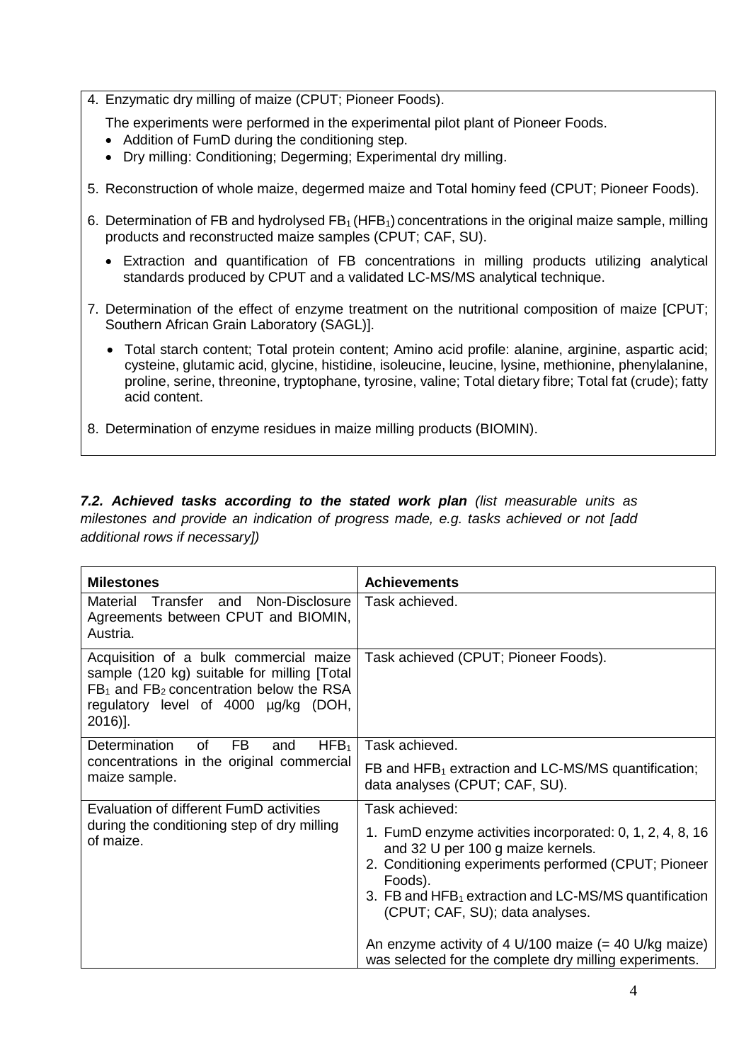4. Enzymatic dry milling of maize (CPUT; Pioneer Foods).

   The experiments were performed in the experimental pilot plant of Pioneer Foods.

   - Addition of FumD during the conditioning step.
   - Dry milling: Conditioning; Degerming; Experimental dry milling.

5. Reconstruction of whole maize, degermed maize and Total hominy feed (CPUT; Pioneer Foods).

6. Determination of FB and hydrolysed $FB_1$ ($HFB_1$) concentrations in the original maize sample, milling products and reconstructed maize samples (CPUT; CAF, SU).

   - Extraction and quantification of FB concentrations in milling products utilizing analytical standards produced by CPUT and a validated LC-MS/MS analytical technique.

7. Determination of the effect of enzyme treatment on the nutritional composition of maize [CPUT; Southern African Grain Laboratory (SAGL)].

   - Total starch content; Total protein content; Amino acid profile: alanine, arginine, aspartic acid; cysteine, glutamic acid, glycine, histidine, isoleucine, leucine, lysine, methionine, phenylalanine, proline, serine, threonine, tryptophane, tyrosine, valine; Total dietary fibre; Total fat (crude); fatty acid content.

8. Determination of enzyme residues in maize milling products (BIOMIN).

***7.2. Achieved tasks according to the stated work plan*** *(list measurable units as milestones and provide an indication of progress made, e.g. tasks achieved or not [add additional rows if necessary])*

| **Milestones** | **Achievements** |
|---|---|
| Material Transfer and Non-Disclosure Agreements between CPUT and BIOMIN, Austria. | Task achieved. |
| Acquisition of a bulk commercial maize sample (120 kg) suitable for milling [Total $FB_1$ and $FB_2$ concentration below the RSA regulatory level of 4000 µg/kg (DOH, 2016)]. | Task achieved (CPUT; Pioneer Foods). |
| Determination of FB and $HFB_1$ concentrations in the original commercial maize sample. | Task achieved.<br>FB and $HFB_1$ extraction and LC-MS/MS quantification; data analyses (CPUT; CAF, SU). |
| Evaluation of different FumD activities during the conditioning step of dry milling of maize. | Task achieved:<br>1. FumD enzyme activities incorporated: 0, 1, 2, 4, 8, 16 and 32 U per 100 g maize kernels.<br>2. Conditioning experiments performed (CPUT; Pioneer Foods).<br>3. FB and $HFB_1$ extraction and LC-MS/MS quantification (CPUT; CAF, SU); data analyses.<br><br>An enzyme activity of 4 U/100 maize (= 40 U/kg maize) was selected for the complete dry milling experiments. |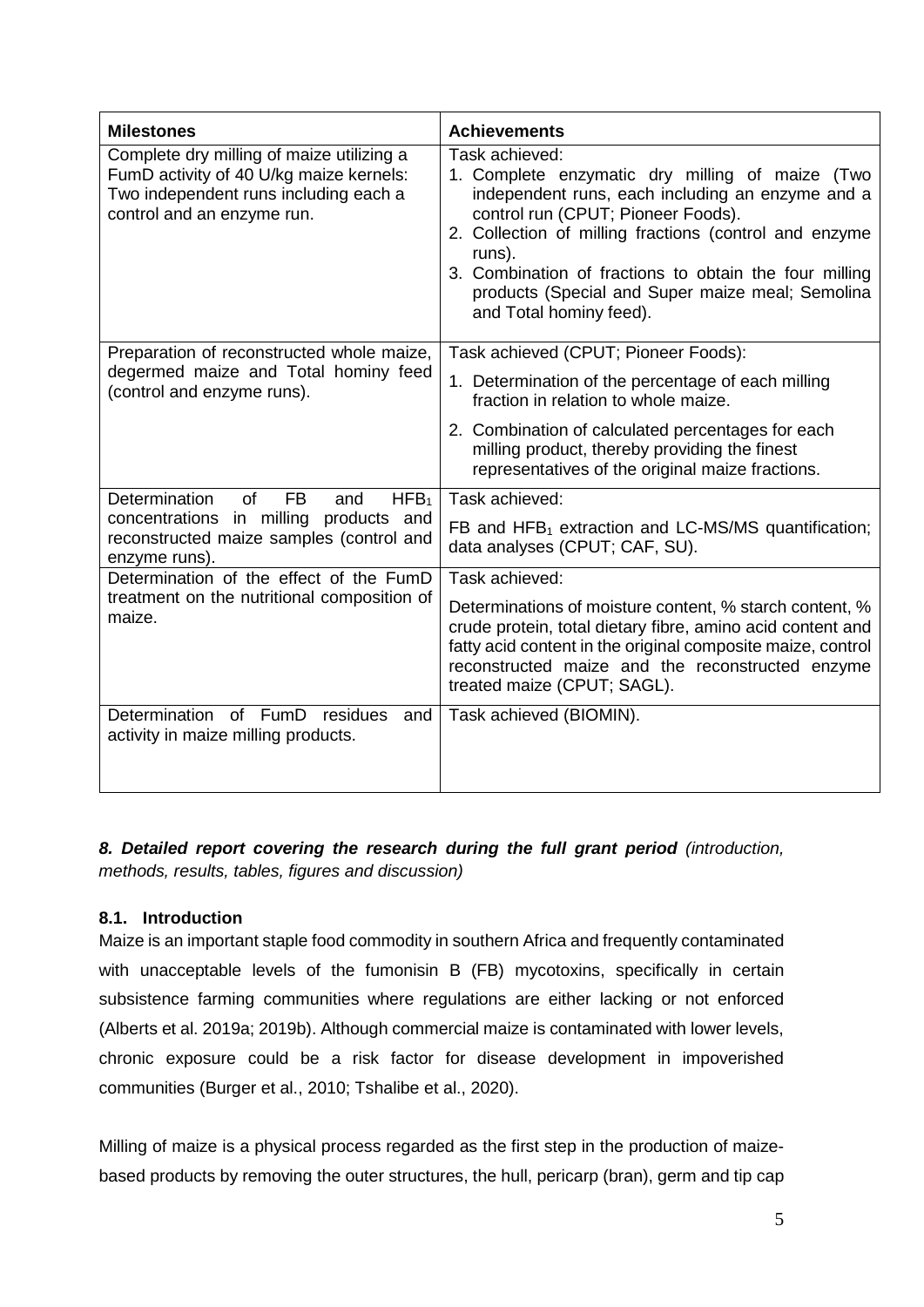| Milestones | Achievements |
| --- | --- |
| Complete dry milling of maize utilizing a FumD activity of 40 U/kg maize kernels: Two independent runs including each a control and an enzyme run. | Task achieved:<br>1. Complete enzymatic dry milling of maize (Two independent runs, each including an enzyme and a control run (CPUT; Pioneer Foods).<br>2. Collection of milling fractions (control and enzyme runs).<br>3. Combination of fractions to obtain the four milling products (Special and Super maize meal; Semolina and Total hominy feed). |
| Preparation of reconstructed whole maize, degermed maize and Total hominy feed (control and enzyme runs). | Task achieved (CPUT; Pioneer Foods):<br>1. Determination of the percentage of each milling fraction in relation to whole maize.<br>2. Combination of calculated percentages for each milling product, thereby providing the finest representatives of the original maize fractions. |
| Determination of FB and $HFB_1$ concentrations in milling products and reconstructed maize samples (control and enzyme runs). | Task achieved:<br>FB and $HFB_1$ extraction and LC-MS/MS quantification; data analyses (CPUT; CAF, SU). |
| Determination of the effect of the FumD treatment on the nutritional composition of maize. | Task achieved:<br>Determinations of moisture content, % starch content, % crude protein, total dietary fibre, amino acid content and fatty acid content in the original composite maize, control reconstructed maize and the reconstructed enzyme treated maize (CPUT; SAGL). |
| Determination of FumD residues and activity in maize milling products. | Task achieved (BIOMIN). |

## 8. *Detailed report covering the research during the full grant period* *(introduction, methods, results, tables, figures and discussion)*

### 8.1. Introduction

Maize is an important staple food commodity in southern Africa and frequently contaminated with unacceptable levels of the fumonisin B (FB) mycotoxins, specifically in certain subsistence farming communities where regulations are either lacking or not enforced (Alberts et al. 2019a; 2019b). Although commercial maize is contaminated with lower levels, chronic exposure could be a risk factor for disease development in impoverished communities (Burger et al., 2010; Tshalibe et al., 2020).

Milling of maize is a physical process regarded as the first step in the production of maize-based products by removing the outer structures, the hull, pericarp (bran), germ and tip cap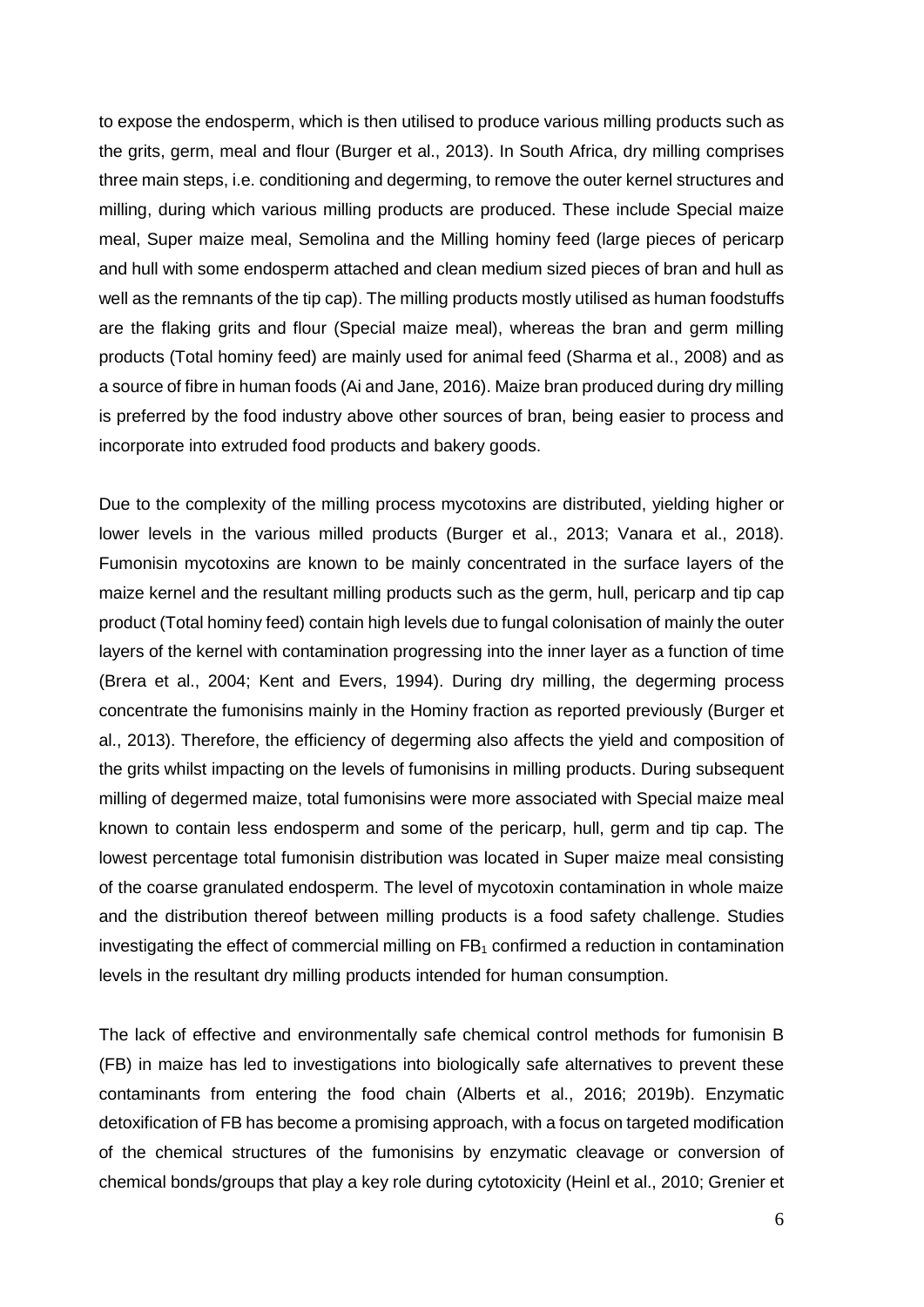to expose the endosperm, which is then utilised to produce various milling products such as the grits, germ, meal and flour (Burger et al., 2013). In South Africa, dry milling comprises three main steps, i.e. conditioning and degerming, to remove the outer kernel structures and milling, during which various milling products are produced. These include Special maize meal, Super maize meal, Semolina and the Milling hominy feed (large pieces of pericarp and hull with some endosperm attached and clean medium sized pieces of bran and hull as well as the remnants of the tip cap). The milling products mostly utilised as human foodstuffs are the flaking grits and flour (Special maize meal), whereas the bran and germ milling products (Total hominy feed) are mainly used for animal feed (Sharma et al., 2008) and as a source of fibre in human foods (Ai and Jane, 2016). Maize bran produced during dry milling is preferred by the food industry above other sources of bran, being easier to process and incorporate into extruded food products and bakery goods.

Due to the complexity of the milling process mycotoxins are distributed, yielding higher or lower levels in the various milled products (Burger et al., 2013; Vanara et al., 2018). Fumonisin mycotoxins are known to be mainly concentrated in the surface layers of the maize kernel and the resultant milling products such as the germ, hull, pericarp and tip cap product (Total hominy feed) contain high levels due to fungal colonisation of mainly the outer layers of the kernel with contamination progressing into the inner layer as a function of time (Brera et al., 2004; Kent and Evers, 1994). During dry milling, the degerming process concentrate the fumonisins mainly in the Hominy fraction as reported previously (Burger et al., 2013). Therefore, the efficiency of degerming also affects the yield and composition of the grits whilst impacting on the levels of fumonisins in milling products. During subsequent milling of degermed maize, total fumonisins were more associated with Special maize meal known to contain less endosperm and some of the pericarp, hull, germ and tip cap. The lowest percentage total fumonisin distribution was located in Super maize meal consisting of the coarse granulated endosperm. The level of mycotoxin contamination in whole maize and the distribution thereof between milling products is a food safety challenge. Studies investigating the effect of commercial milling on $FB_1$ confirmed a reduction in contamination levels in the resultant dry milling products intended for human consumption.

The lack of effective and environmentally safe chemical control methods for fumonisin B (FB) in maize has led to investigations into biologically safe alternatives to prevent these contaminants from entering the food chain (Alberts et al., 2016; 2019b). Enzymatic detoxification of FB has become a promising approach, with a focus on targeted modification of the chemical structures of the fumonisins by enzymatic cleavage or conversion of chemical bonds/groups that play a key role during cytotoxicity (Heinl et al., 2010; Grenier et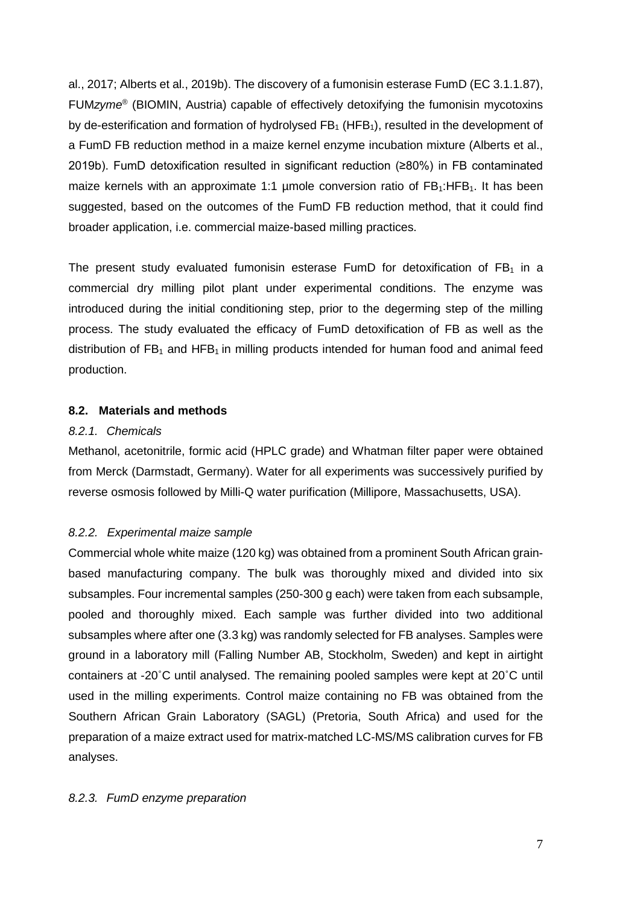al., 2017; Alberts et al., 2019b). The discovery of a fumonisin esterase FumD (EC 3.1.1.87), FUM*zyme*® (BIOMIN, Austria) capable of effectively detoxifying the fumonisin mycotoxins by de-esterification and formation of hydrolysed $FB_1$ ($HFB_1$), resulted in the development of a FumD FB reduction method in a maize kernel enzyme incubation mixture (Alberts et al., 2019b). FumD detoxification resulted in significant reduction (≥80%) in FB contaminated maize kernels with an approximate 1:1 µmole conversion ratio of $FB_1$:$HFB_1$. It has been suggested, based on the outcomes of the FumD FB reduction method, that it could find broader application, i.e. commercial maize-based milling practices.

The present study evaluated fumonisin esterase FumD for detoxification of $FB_1$ in a commercial dry milling pilot plant under experimental conditions. The enzyme was introduced during the initial conditioning step, prior to the degerming step of the milling process. The study evaluated the efficacy of FumD detoxification of FB as well as the distribution of $FB_1$ and $HFB_1$ in milling products intended for human food and animal feed production.

### 8.2. Materials and methods

#### *8.2.1. Chemicals*

Methanol, acetonitrile, formic acid (HPLC grade) and Whatman filter paper were obtained from Merck (Darmstadt, Germany). Water for all experiments was successively purified by reverse osmosis followed by Milli-Q water purification (Millipore, Massachusetts, USA).

#### *8.2.2. Experimental maize sample*

Commercial whole white maize (120 kg) was obtained from a prominent South African grain-based manufacturing company. The bulk was thoroughly mixed and divided into six subsamples. Four incremental samples (250-300 g each) were taken from each subsample, pooled and thoroughly mixed. Each sample was further divided into two additional subsamples where after one (3.3 kg) was randomly selected for FB analyses. Samples were ground in a laboratory mill (Falling Number AB, Stockholm, Sweden) and kept in airtight containers at -20˚C until analysed. The remaining pooled samples were kept at 20˚C until used in the milling experiments. Control maize containing no FB was obtained from the Southern African Grain Laboratory (SAGL) (Pretoria, South Africa) and used for the preparation of a maize extract used for matrix-matched LC-MS/MS calibration curves for FB analyses.

#### *8.2.3. FumD enzyme preparation*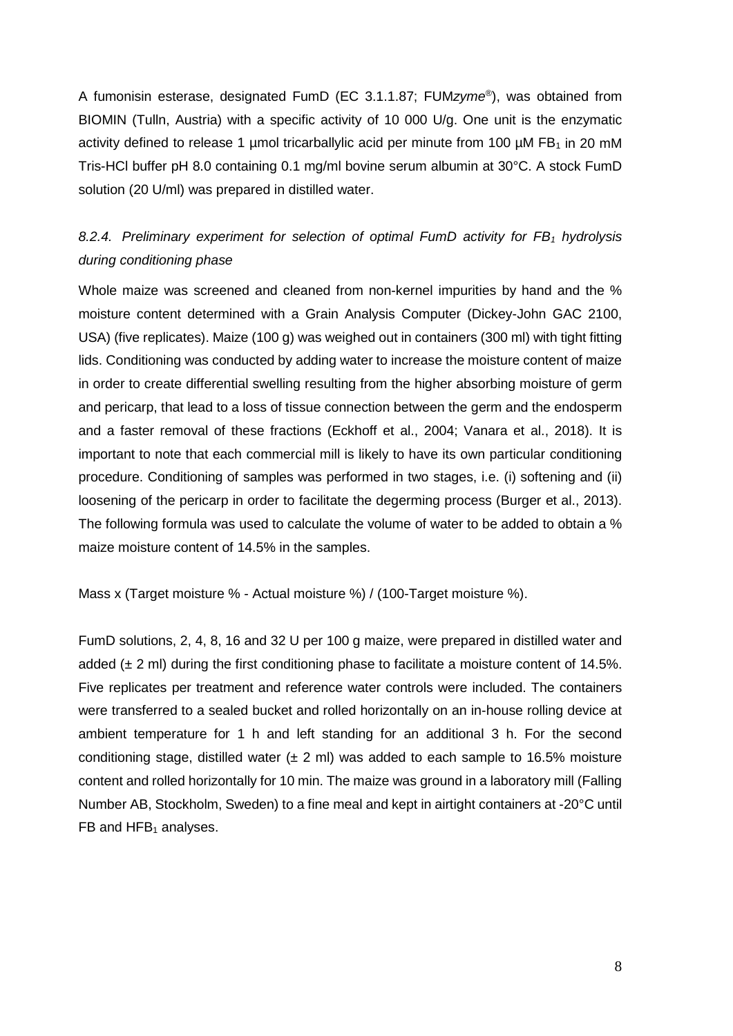A fumonisin esterase, designated FumD (EC 3.1.1.87; FUM*zyme*®), was obtained from BIOMIN (Tulln, Austria) with a specific activity of 10 000 U/g. One unit is the enzymatic activity defined to release 1 µmol tricarballylic acid per minute from 100 µM $FB_1$ in 20 mM Tris-HCl buffer pH 8.0 containing 0.1 mg/ml bovine serum albumin at 30°C. A stock FumD solution (20 U/ml) was prepared in distilled water.

### *8.2.4. Preliminary experiment for selection of optimal FumD activity for $FB_1$ hydrolysis during conditioning phase*

Whole maize was screened and cleaned from non-kernel impurities by hand and the % moisture content determined with a Grain Analysis Computer (Dickey-John GAC 2100, USA) (five replicates). Maize (100 g) was weighed out in containers (300 ml) with tight fitting lids. Conditioning was conducted by adding water to increase the moisture content of maize in order to create differential swelling resulting from the higher absorbing moisture of germ and pericarp, that lead to a loss of tissue connection between the germ and the endosperm and a faster removal of these fractions (Eckhoff et al., 2004; Vanara et al., 2018). It is important to note that each commercial mill is likely to have its own particular conditioning procedure. Conditioning of samples was performed in two stages, i.e. (i) softening and (ii) loosening of the pericarp in order to facilitate the degerming process (Burger et al., 2013). The following formula was used to calculate the volume of water to be added to obtain a % maize moisture content of 14.5% in the samples.

Mass x (Target moisture % - Actual moisture %) / (100-Target moisture %).

FumD solutions, 2, 4, 8, 16 and 32 U per 100 g maize, were prepared in distilled water and added (± 2 ml) during the first conditioning phase to facilitate a moisture content of 14.5%. Five replicates per treatment and reference water controls were included. The containers were transferred to a sealed bucket and rolled horizontally on an in-house rolling device at ambient temperature for 1 h and left standing for an additional 3 h. For the second conditioning stage, distilled water (± 2 ml) was added to each sample to 16.5% moisture content and rolled horizontally for 10 min. The maize was ground in a laboratory mill (Falling Number AB, Stockholm, Sweden) to a fine meal and kept in airtight containers at -20°C until FB and $HFB_1$ analyses.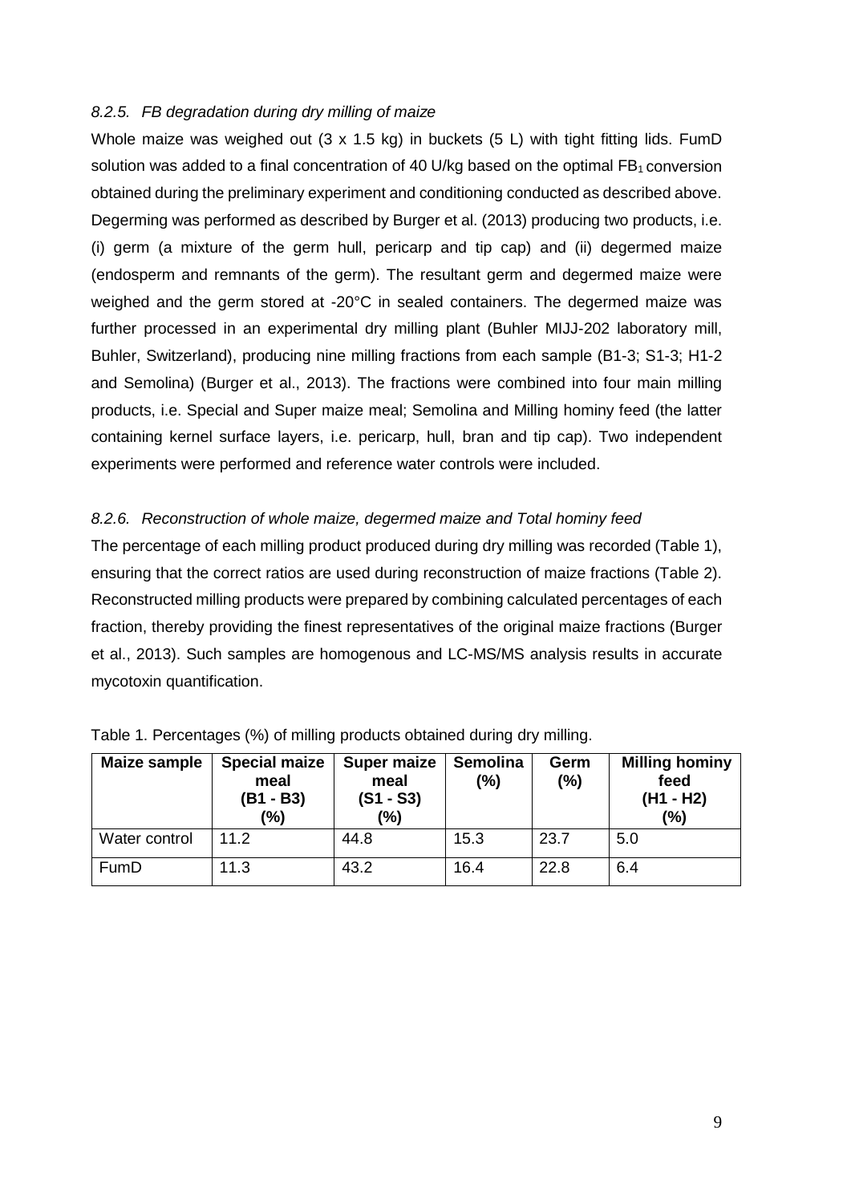### *8.2.5. FB degradation during dry milling of maize*

Whole maize was weighed out (3 x 1.5 kg) in buckets (5 L) with tight fitting lids. FumD solution was added to a final concentration of 40 U/kg based on the optimal $FB_1$ conversion obtained during the preliminary experiment and conditioning conducted as described above. Degerming was performed as described by Burger et al. (2013) producing two products, i.e. (i) germ (a mixture of the germ hull, pericarp and tip cap) and (ii) degermed maize (endosperm and remnants of the germ). The resultant germ and degermed maize were weighed and the germ stored at -20°C in sealed containers. The degermed maize was further processed in an experimental dry milling plant (Buhler MIJJ-202 laboratory mill, Buhler, Switzerland), producing nine milling fractions from each sample (B1-3; S1-3; H1-2 and Semolina) (Burger et al., 2013). The fractions were combined into four main milling products, i.e. Special and Super maize meal; Semolina and Milling hominy feed (the latter containing kernel surface layers, i.e. pericarp, hull, bran and tip cap). Two independent experiments were performed and reference water controls were included.

### *8.2.6. Reconstruction of whole maize, degermed maize and Total hominy feed*

The percentage of each milling product produced during dry milling was recorded (Table 1), ensuring that the correct ratios are used during reconstruction of maize fractions (Table 2). Reconstructed milling products were prepared by combining calculated percentages of each fraction, thereby providing the finest representatives of the original maize fractions (Burger et al., 2013). Such samples are homogenous and LC-MS/MS analysis results in accurate mycotoxin quantification.

Table 1. Percentages (%) of milling products obtained during dry milling.

| Maize sample | Special maize meal (B1 - B3) (%) | Super maize meal (S1 - S3) (%) | Semolina (%) | Germ (%) | Milling hominy feed (H1 - H2) (%) |
|---|---|---|---|---|---|
| Water control | 11.2 | 44.8 | 15.3 | 23.7 | 5.0 |
| FumD | 11.3 | 43.2 | 16.4 | 22.8 | 6.4 |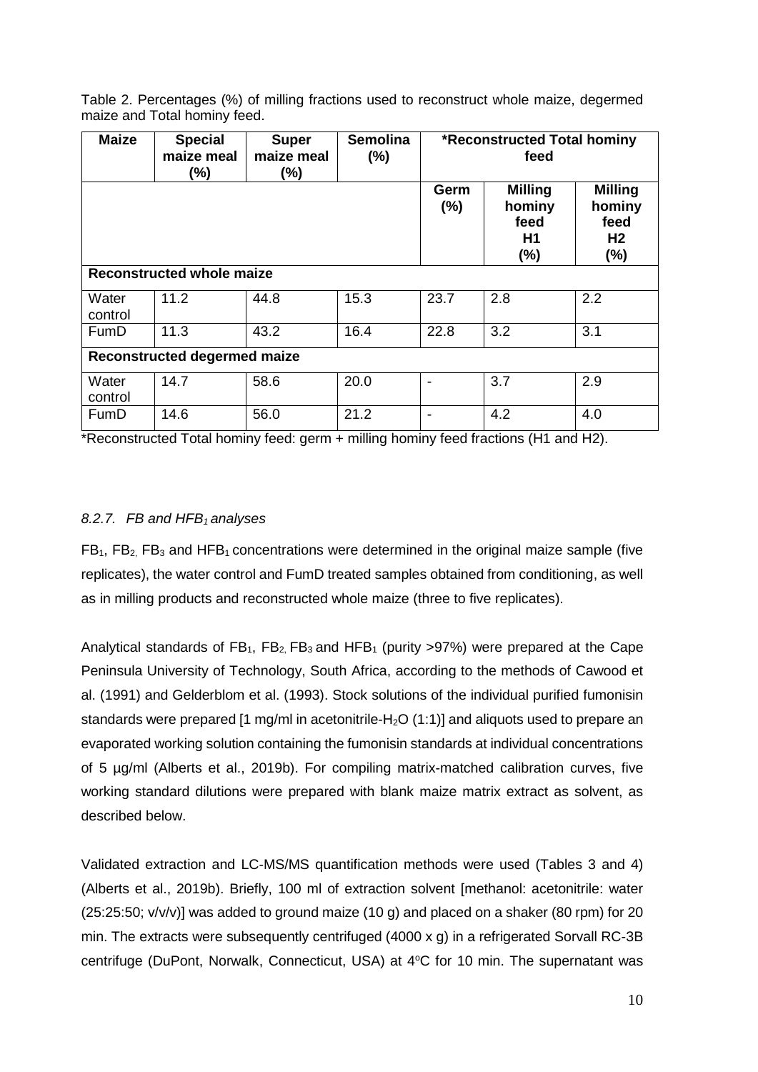Table 2. Percentages (%) of milling fractions used to reconstruct whole maize, degermed maize and Total hominy feed.

| Maize | Special maize meal (%) | Super maize meal (%) | Semolina (%) | *Reconstructed Total hominy feed | | |
|---|---|---|---|---|---|---|
| | | | | Germ (%) | Milling hominy feed H1 (%) | Milling hominy feed H2 (%) |
| **Reconstructed whole maize** | | | | | | |
| Water control | 11.2 | 44.8 | 15.3 | 23.7 | 2.8 | 2.2 |
| FumD | 11.3 | 43.2 | 16.4 | 22.8 | 3.2 | 3.1 |
| **Reconstructed degermed maize** | | | | | | |
| Water control | 14.7 | 58.6 | 20.0 | - | 3.7 | 2.9 |
| FumD | 14.6 | 56.0 | 21.2 | - | 4.2 | 4.0 |

*Reconstructed Total hominy feed: germ + milling hominy feed fractions (H1 and H2).

### *8.2.7. FB and $HFB_1$ analyses*

$FB_1$, $FB_2$, $FB_3$ and $HFB_1$ concentrations were determined in the original maize sample (five replicates), the water control and FumD treated samples obtained from conditioning, as well as in milling products and reconstructed whole maize (three to five replicates).

Analytical standards of $FB_1$, $FB_2$, $FB_3$ and $HFB_1$ (purity >97%) were prepared at the Cape Peninsula University of Technology, South Africa, according to the methods of Cawood et al. (1991) and Gelderblom et al. (1993). Stock solutions of the individual purified fumonisin standards were prepared [1 mg/ml in acetonitrile-$H_2O$ (1:1)] and aliquots used to prepare an evaporated working solution containing the fumonisin standards at individual concentrations of 5 µg/ml (Alberts et al., 2019b). For compiling matrix-matched calibration curves, five working standard dilutions were prepared with blank maize matrix extract as solvent, as described below.

Validated extraction and LC-MS/MS quantification methods were used (Tables 3 and 4) (Alberts et al., 2019b). Briefly, 100 ml of extraction solvent [methanol: acetonitrile: water (25:25:50; v/v/v)] was added to ground maize (10 g) and placed on a shaker (80 rpm) for 20 min. The extracts were subsequently centrifuged (4000 x g) in a refrigerated Sorvall RC-3B centrifuge (DuPont, Norwalk, Connecticut, USA) at 4$^{o}$C for 10 min. The supernatant was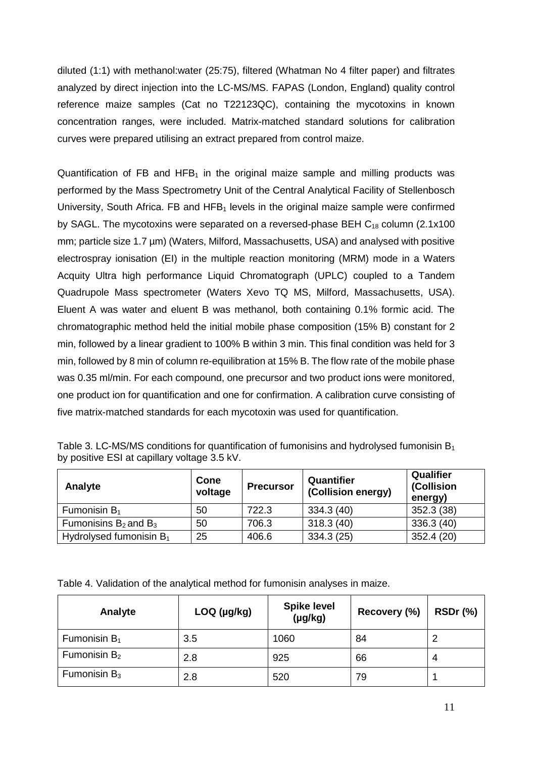diluted (1:1) with methanol:water (25:75), filtered (Whatman No 4 filter paper) and filtrates analyzed by direct injection into the LC-MS/MS. FAPAS (London, England) quality control reference maize samples (Cat no T22123QC), containing the mycotoxins in known concentration ranges, were included. Matrix-matched standard solutions for calibration curves were prepared utilising an extract prepared from control maize.

Quantification of FB and $HFB_1$ in the original maize sample and milling products was performed by the Mass Spectrometry Unit of the Central Analytical Facility of Stellenbosch University, South Africa. FB and $HFB_1$ levels in the original maize sample were confirmed by SAGL. The mycotoxins were separated on a reversed-phase BEH $C_{18}$ column (2.1x100 mm; particle size 1.7 µm) (Waters, Milford, Massachusetts, USA) and analysed with positive electrospray ionisation (EI) in the multiple reaction monitoring (MRM) mode in a Waters Acquity Ultra high performance Liquid Chromatograph (UPLC) coupled to a Tandem Quadrupole Mass spectrometer (Waters Xevo TQ MS, Milford, Massachusetts, USA). Eluent A was water and eluent B was methanol, both containing 0.1% formic acid. The chromatographic method held the initial mobile phase composition (15% B) constant for 2 min, followed by a linear gradient to 100% B within 3 min. This final condition was held for 3 min, followed by 8 min of column re-equilibration at 15% B. The flow rate of the mobile phase was 0.35 ml/min. For each compound, one precursor and two product ions were monitored, one product ion for quantification and one for confirmation. A calibration curve consisting of five matrix-matched standards for each mycotoxin was used for quantification.

Table 3. LC-MS/MS conditions for quantification of fumonisins and hydrolysed fumonisin $B_1$ by positive ESI at capillary voltage 3.5 kV.

| Analyte | Cone voltage | Precursor | Quantifier (Collision energy) | Qualifier (Collision energy) |
|---|---|---|---|---|
| Fumonisin $B_1$ | 50 | 722.3 | 334.3 (40) | 352.3 (38) |
| Fumonisins $B_2$ and $B_3$ | 50 | 706.3 | 318.3 (40) | 336.3 (40) |
| Hydrolysed fumonisin $B_1$ | 25 | 406.6 | 334.3 (25) | 352.4 (20) |

Table 4. Validation of the analytical method for fumonisin analyses in maize.

| Analyte | LOQ (µg/kg) | Spike level (µg/kg) | Recovery (%) | RSDr (%) |
|---|---|---|---|---|
| Fumonisin $B_1$ | 3.5 | 1060 | 84 | 2 |
| Fumonisin $B_2$ | 2.8 | 925 | 66 | 4 |
| Fumonisin $B_3$ | 2.8 | 520 | 79 | 1 |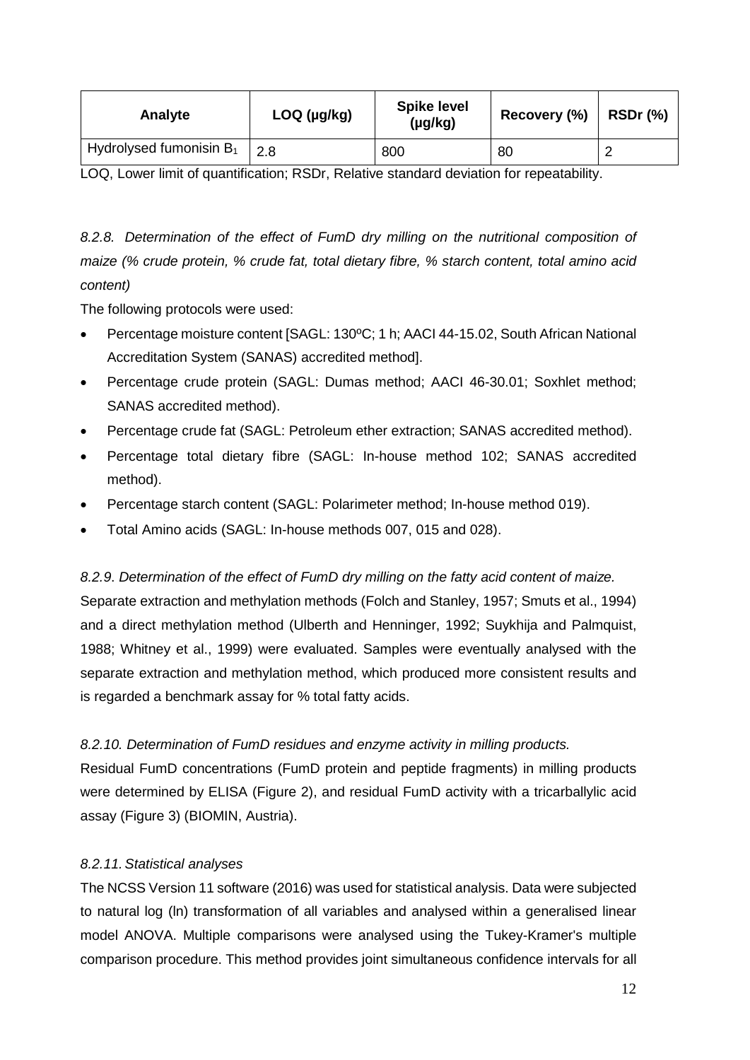| Analyte | LOQ (µg/kg) | Spike level (µg/kg) | Recovery (%) | RSDr (%) |
|---|---|---|---|---|
| Hydrolysed fumonisin $B_1$ | 2.8 | 800 | 80 | 2 |

LOQ, Lower limit of quantification; RSDr, Relative standard deviation for repeatability.

*8.2.8. Determination of the effect of FumD dry milling on the nutritional composition of maize (% crude protein, % crude fat, total dietary fibre, % starch content, total amino acid content)*

The following protocols were used:

- Percentage moisture content [SAGL: 130ºC; 1 h; AACI 44-15.02, South African National Accreditation System (SANAS) accredited method].
- Percentage crude protein (SAGL: Dumas method; AACI 46-30.01; Soxhlet method; SANAS accredited method).
- Percentage crude fat (SAGL: Petroleum ether extraction; SANAS accredited method).
- Percentage total dietary fibre (SAGL: In-house method 102; SANAS accredited method).
- Percentage starch content (SAGL: Polarimeter method; In-house method 019).
- Total Amino acids (SAGL: In-house methods 007, 015 and 028).

*8.2.9. Determination of the effect of FumD dry milling on the fatty acid content of maize.*

Separate extraction and methylation methods (Folch and Stanley, 1957; Smuts et al., 1994) and a direct methylation method (Ulberth and Henninger, 1992; Suykhija and Palmquist, 1988; Whitney et al., 1999) were evaluated. Samples were eventually analysed with the separate extraction and methylation method, which produced more consistent results and is regarded a benchmark assay for % total fatty acids.

*8.2.10. Determination of FumD residues and enzyme activity in milling products.*

Residual FumD concentrations (FumD protein and peptide fragments) in milling products were determined by ELISA (Figure 2), and residual FumD activity with a tricarballylic acid assay (Figure 3) (BIOMIN, Austria).

*8.2.11. Statistical analyses*

The NCSS Version 11 software (2016) was used for statistical analysis. Data were subjected to natural log (ln) transformation of all variables and analysed within a generalised linear model ANOVA. Multiple comparisons were analysed using the Tukey-Kramer's multiple comparison procedure. This method provides joint simultaneous confidence intervals for all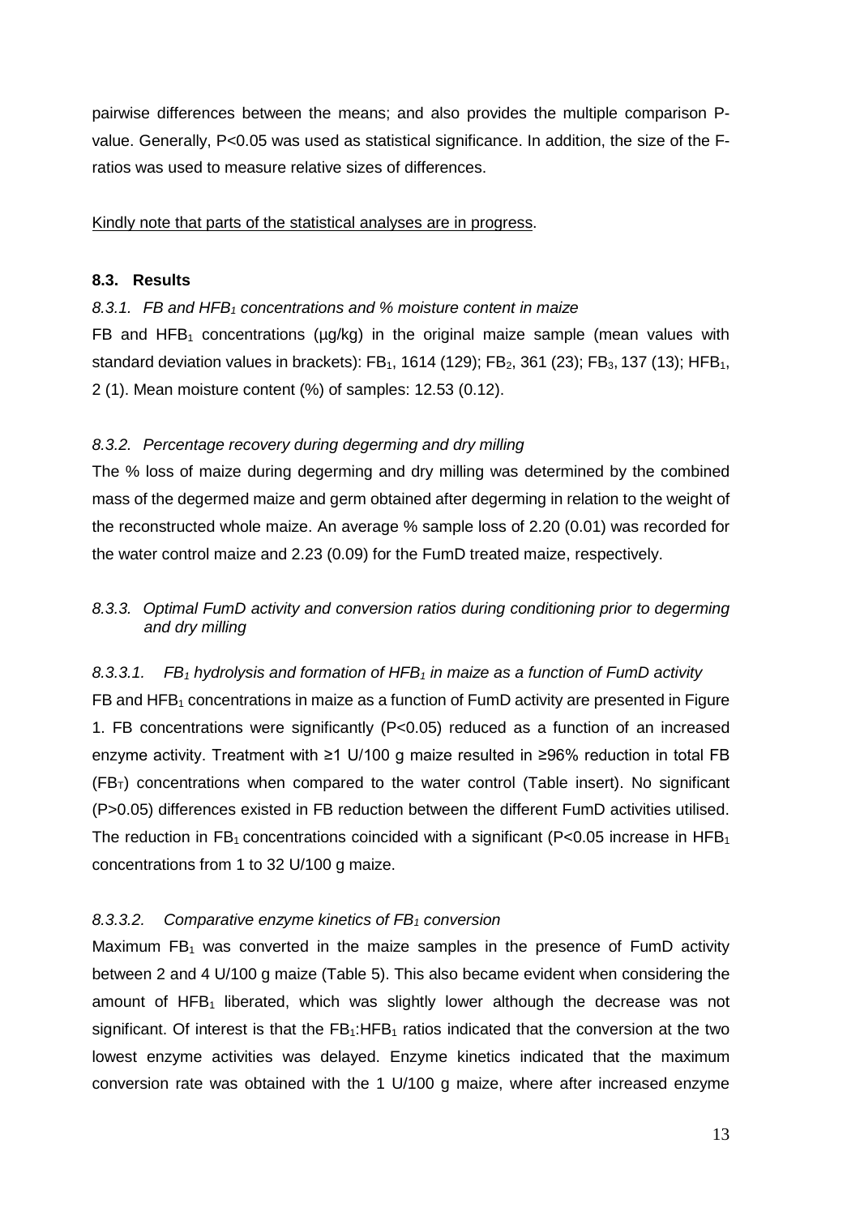pairwise differences between the means; and also provides the multiple comparison P-value. Generally, P<0.05 was used as statistical significance. In addition, the size of the F-ratios was used to measure relative sizes of differences.

Kindly note that parts of the statistical analyses are in progress.

### 8.3. Results

#### *8.3.1. FB and $HFB_1$ concentrations and % moisture content in maize*

FB and $HFB_1$ concentrations (µg/kg) in the original maize sample (mean values with standard deviation values in brackets): $FB_1$, 1614 (129); $FB_2$, 361 (23); $FB_3$, 137 (13); $HFB_1$, 2 (1). Mean moisture content (%) of samples: 12.53 (0.12).

#### *8.3.2. Percentage recovery during degerming and dry milling*

The % loss of maize during degerming and dry milling was determined by the combined mass of the degermed maize and germ obtained after degerming in relation to the weight of the reconstructed whole maize. An average % sample loss of 2.20 (0.01) was recorded for the water control maize and 2.23 (0.09) for the FumD treated maize, respectively.

#### *8.3.3. Optimal FumD activity and conversion ratios during conditioning prior to degerming and dry milling*

##### *8.3.3.1. $FB_1$ hydrolysis and formation of $HFB_1$ in maize as a function of FumD activity*

FB and $HFB_1$ concentrations in maize as a function of FumD activity are presented in Figure 1. FB concentrations were significantly (P<0.05) reduced as a function of an increased enzyme activity. Treatment with ≥1 U/100 g maize resulted in ≥96% reduction in total FB ($FB_T$) concentrations when compared to the water control (Table insert). No significant (P>0.05) differences existed in FB reduction between the different FumD activities utilised. The reduction in $FB_1$ concentrations coincided with a significant (P<0.05 increase in $HFB_1$ concentrations from 1 to 32 U/100 g maize.

##### *8.3.3.2. Comparative enzyme kinetics of $FB_1$ conversion*

Maximum $FB_1$ was converted in the maize samples in the presence of FumD activity between 2 and 4 U/100 g maize (Table 5). This also became evident when considering the amount of $HFB_1$ liberated, which was slightly lower although the decrease was not significant. Of interest is that the $FB_1$:$HFB_1$ ratios indicated that the conversion at the two lowest enzyme activities was delayed. Enzyme kinetics indicated that the maximum conversion rate was obtained with the 1 U/100 g maize, where after increased enzyme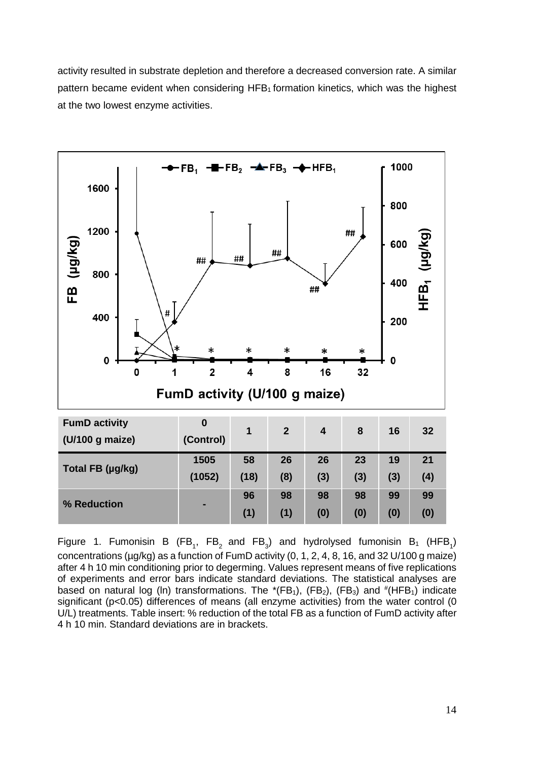activity resulted in substrate depletion and therefore a decreased conversion rate. A similar pattern became evident when considering $HFB_1$ formation kinetics, which was the highest at the two lowest enzyme activities.

$FB_1$ $FB_2$ $FB_3$ $HFB_1$

FB (µg/kg)

1600
1200
800
400
0

$HFB_1$ (µg/kg)

1000
800
600
400
200
0

0 1 2 4 8 16 32

FumD activity (U/100 g maize)

| FumD activity (U/100 g maize) | 0 (Control) | 1 | 2 | 4 | 8 | 16 | 32 |
|---|---|---|---|---|---|---|---|
| Total FB (µg/kg) | 1505 (1052) | 58 (18) | 26 (8) | 26 (3) | 23 (3) | 19 (3) | 21 (4) |
| % Reduction | - | 96 (1) | 98 (1) | 98 (0) | 98 (0) | 99 (0) | 99 (0) |

Figure 1. Fumonisin B ($FB_1$, $FB_2$ and $FB_3$) and hydrolysed fumonisin $B_1$ ($HFB_1$) concentrations (µg/kg) as a function of FumD activity (0, 1, 2, 4, 8, 16, and 32 U/100 g maize) after 4 h 10 min conditioning prior to degerming. Values represent means of five replications of experiments and error bars indicate standard deviations. The statistical analyses are based on natural log (ln) transformations. The *($FB_1$), ($FB_2$), ($FB_3$) and #($HFB_1$) indicate significant ($p<0.05$) differences of means (all enzyme activities) from the water control (0 U/L) treatments. Table insert: % reduction of the total FB as a function of FumD activity after 4 h 10 min. Standard deviations are in brackets.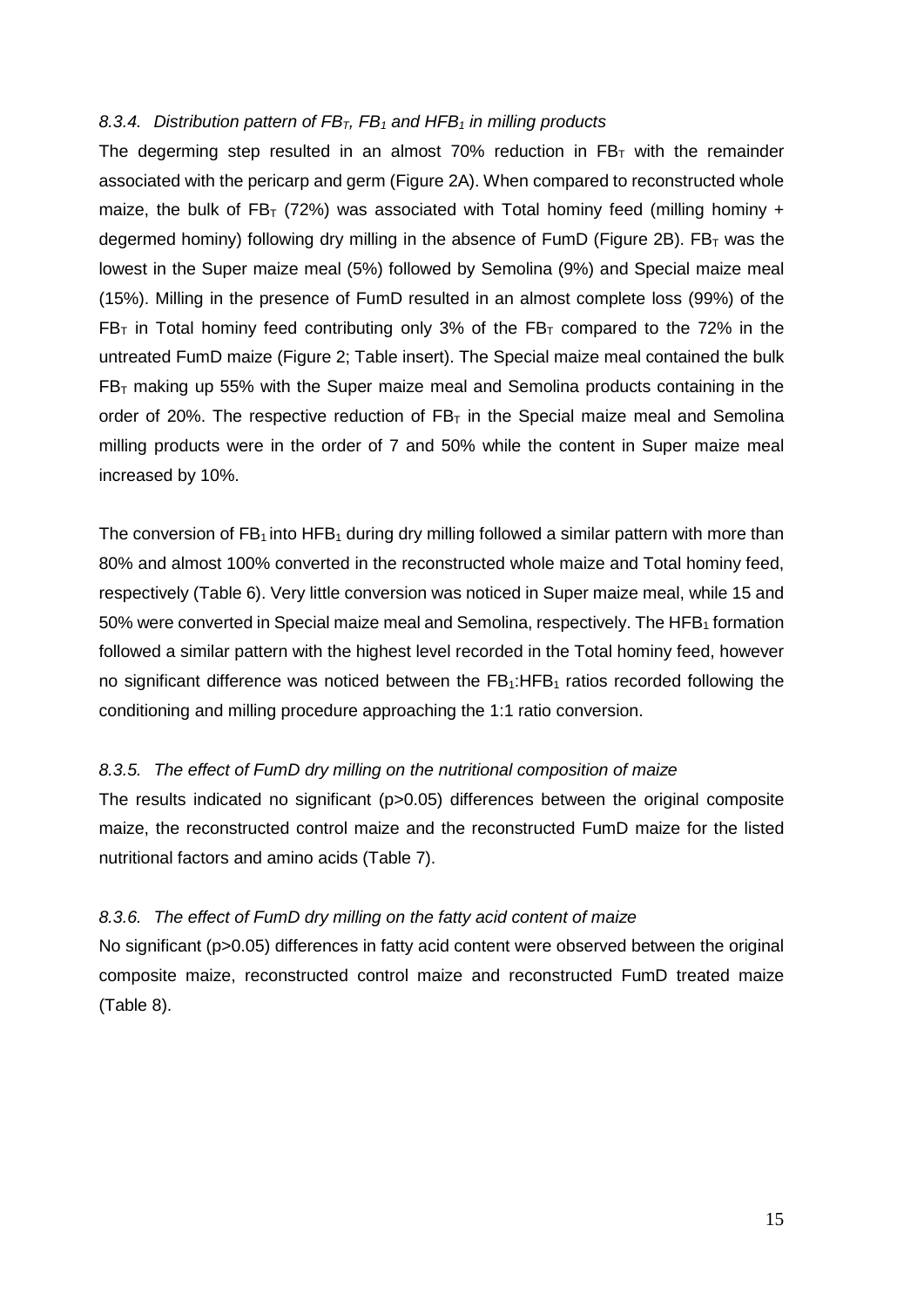### *8.3.4. Distribution pattern of $FB_T$, $FB_1$ and $HFB_1$ in milling products*

The degerming step resulted in an almost 70% reduction in $FB_T$ with the remainder associated with the pericarp and germ (Figure 2A). When compared to reconstructed whole maize, the bulk of $FB_T$ (72%) was associated with Total hominy feed (milling hominy + degermed hominy) following dry milling in the absence of FumD (Figure 2B). $FB_T$ was the lowest in the Super maize meal (5%) followed by Semolina (9%) and Special maize meal (15%). Milling in the presence of FumD resulted in an almost complete loss (99%) of the $FB_T$ in Total hominy feed contributing only 3% of the $FB_T$ compared to the 72% in the untreated FumD maize (Figure 2; Table insert). The Special maize meal contained the bulk $FB_T$ making up 55% with the Super maize meal and Semolina products containing in the order of 20%. The respective reduction of $FB_T$ in the Special maize meal and Semolina milling products were in the order of 7 and 50% while the content in Super maize meal increased by 10%.

The conversion of $FB_1$ into $HFB_1$ during dry milling followed a similar pattern with more than 80% and almost 100% converted in the reconstructed whole maize and Total hominy feed, respectively (Table 6). Very little conversion was noticed in Super maize meal, while 15 and 50% were converted in Special maize meal and Semolina, respectively. The $HFB_1$ formation followed a similar pattern with the highest level recorded in the Total hominy feed, however no significant difference was noticed between the $FB_1$:$HFB_1$ ratios recorded following the conditioning and milling procedure approaching the 1:1 ratio conversion.

### *8.3.5. The effect of FumD dry milling on the nutritional composition of maize*

The results indicated no significant ($p>0.05$) differences between the original composite maize, the reconstructed control maize and the reconstructed FumD maize for the listed nutritional factors and amino acids (Table 7).

### *8.3.6. The effect of FumD dry milling on the fatty acid content of maize*

No significant ($p>0.05$) differences in fatty acid content were observed between the original composite maize, reconstructed control maize and reconstructed FumD treated maize (Table 8).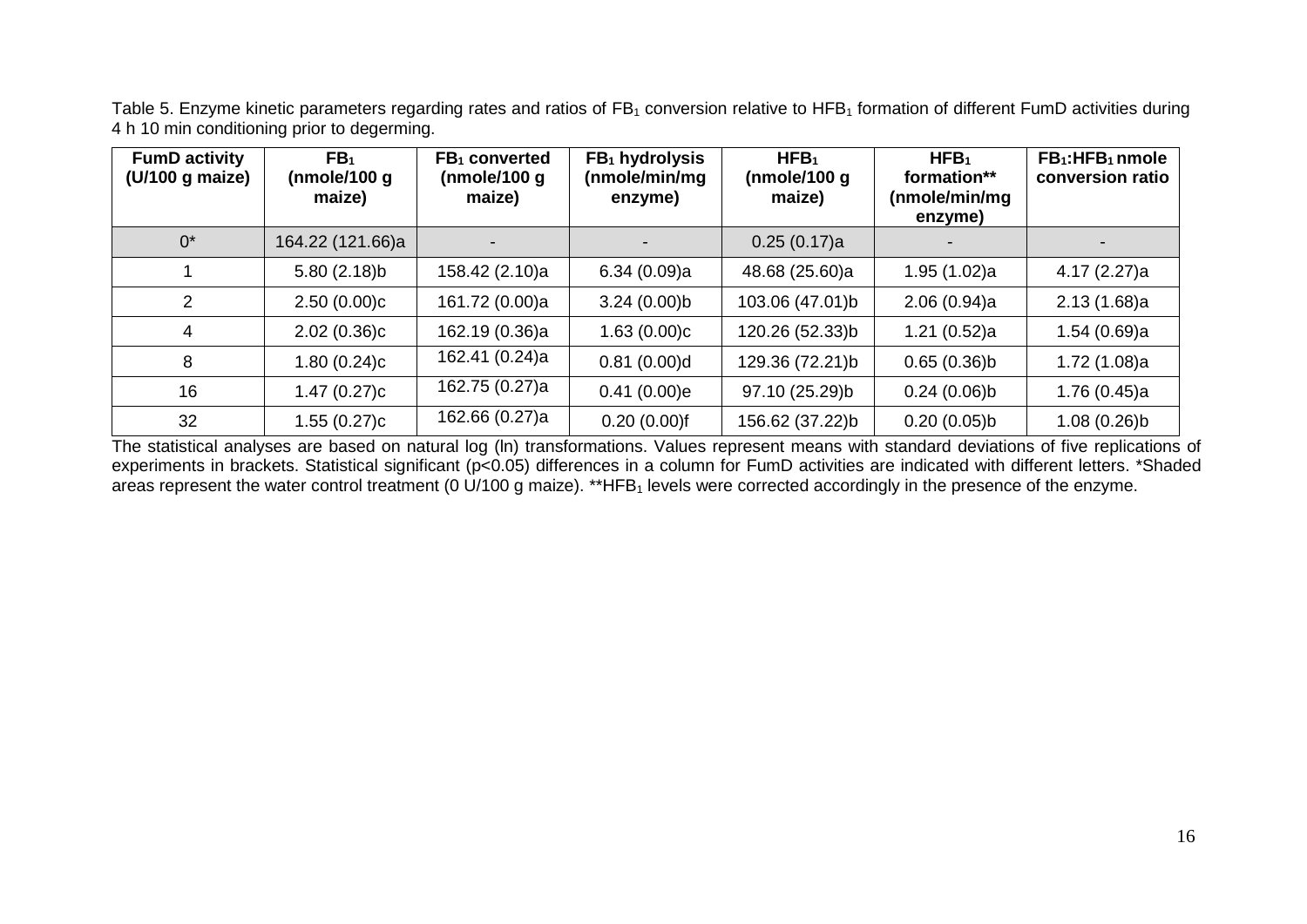Table 5. Enzyme kinetic parameters regarding rates and ratios of $FB_1$ conversion relative to $HFB_1$ formation of different FumD activities during 4 h 10 min conditioning prior to degerming.

| FumD activity (U/100 g maize) | $FB_1$ (nmole/100 g maize) | $FB_1$ converted (nmole/100 g maize) | $FB_1$ hydrolysis (nmole/min/mg enzyme) | $HFB_1$ (nmole/100 g maize) | $HFB_1$ formation** (nmole/min/mg enzyme) | $FB_1$:$HFB_1$ nmole conversion ratio |
|---|---|---|---|---|---|---|
| 0* | 164.22 (121.66)a | - | - | 0.25 (0.17)a | - | - |
| 1 | 5.80 (2.18)b | 158.42 (2.10)a | 6.34 (0.09)a | 48.68 (25.60)a | 1.95 (1.02)a | 4.17 (2.27)a |
| 2 | 2.50 (0.00)c | 161.72 (0.00)a | 3.24 (0.00)b | 103.06 (47.01)b | 2.06 (0.94)a | 2.13 (1.68)a |
| 4 | 2.02 (0.36)c | 162.19 (0.36)a | 1.63 (0.00)c | 120.26 (52.33)b | 1.21 (0.52)a | 1.54 (0.69)a |
| 8 | 1.80 (0.24)c | 162.41 (0.24)a | 0.81 (0.00)d | 129.36 (72.21)b | 0.65 (0.36)b | 1.72 (1.08)a |
| 16 | 1.47 (0.27)c | 162.75 (0.27)a | 0.41 (0.00)e | 97.10 (25.29)b | 0.24 (0.06)b | 1.76 (0.45)a |
| 32 | 1.55 (0.27)c | 162.66 (0.27)a | 0.20 (0.00)f | 156.62 (37.22)b | 0.20 (0.05)b | 1.08 (0.26)b |

The statistical analyses are based on natural log (ln) transformations. Values represent means with standard deviations of five replications of experiments in brackets. Statistical significant ($p<0.05$) differences in a column for FumD activities are indicated with different letters. *Shaded areas represent the water control treatment (0 U/100 g maize). **$HFB_1$ levels were corrected accordingly in the presence of the enzyme.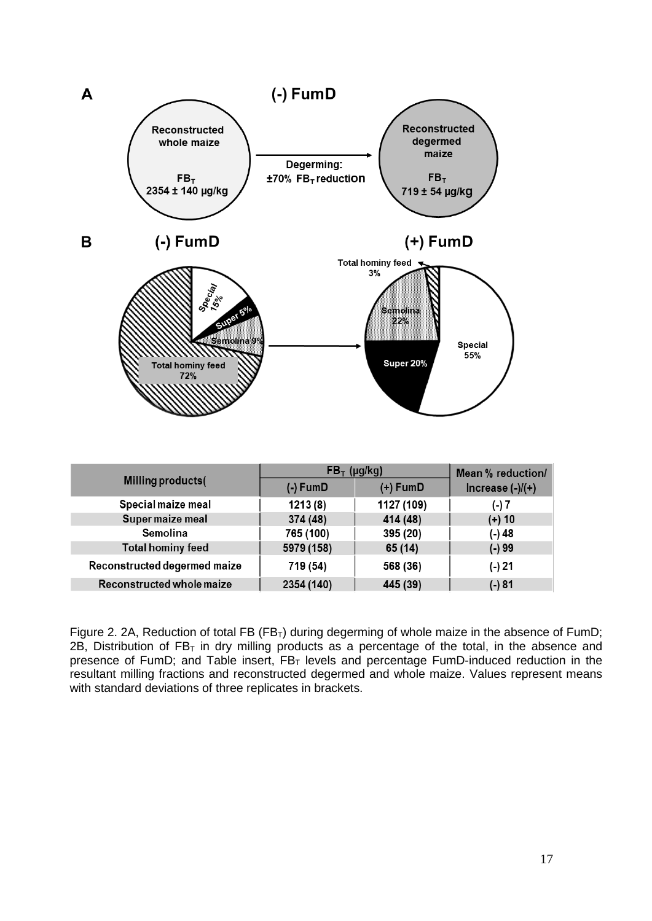**A** (-) FumD

Reconstructed whole maize

$FB_T$
2354 ± 140 µg/kg

Degerming:
±70% $FB_T$ reduction

Reconstructed degermed maize

$FB_T$
719 ± 54 µg/kg

**B** (-) FumD (+) FumD

Special 15%
Super 5%
Semolina 9%
Total hominy feed 72%

Total hominy feed 3%
Semolina 22%
Special 55%
Super 20%

| Milling products( | $FB_T$ (µg/kg) | | Mean % reduction/ Increase (-)/(+) |
|---|---|---|---|
| | (-) FumD | (+) FumD | |
| Special maize meal | 1213 (8) | 1127 (109) | (-) 7 |
| Super maize meal | 374 (48) | 414 (48) | (+) 10 |
| Semolina | 765 (100) | 395 (20) | (-) 48 |
| Total hominy feed | 5979 (158) | 65 (14) | (-) 99 |
| Reconstructed degermed maize | 719 (54) | 568 (36) | (-) 21 |
| Reconstructed whole maize | 2354 (140) | 445 (39) | (-) 81 |

Figure 2. 2A, Reduction of total FB ($FB_T$) during degerming of whole maize in the absence of FumD; 2B, Distribution of $FB_T$ in dry milling products as a percentage of the total, in the absence and presence of FumD; and Table insert, $FB_T$ levels and percentage FumD-induced reduction in the resultant milling fractions and reconstructed degermed and whole maize. Values represent means with standard deviations of three replicates in brackets.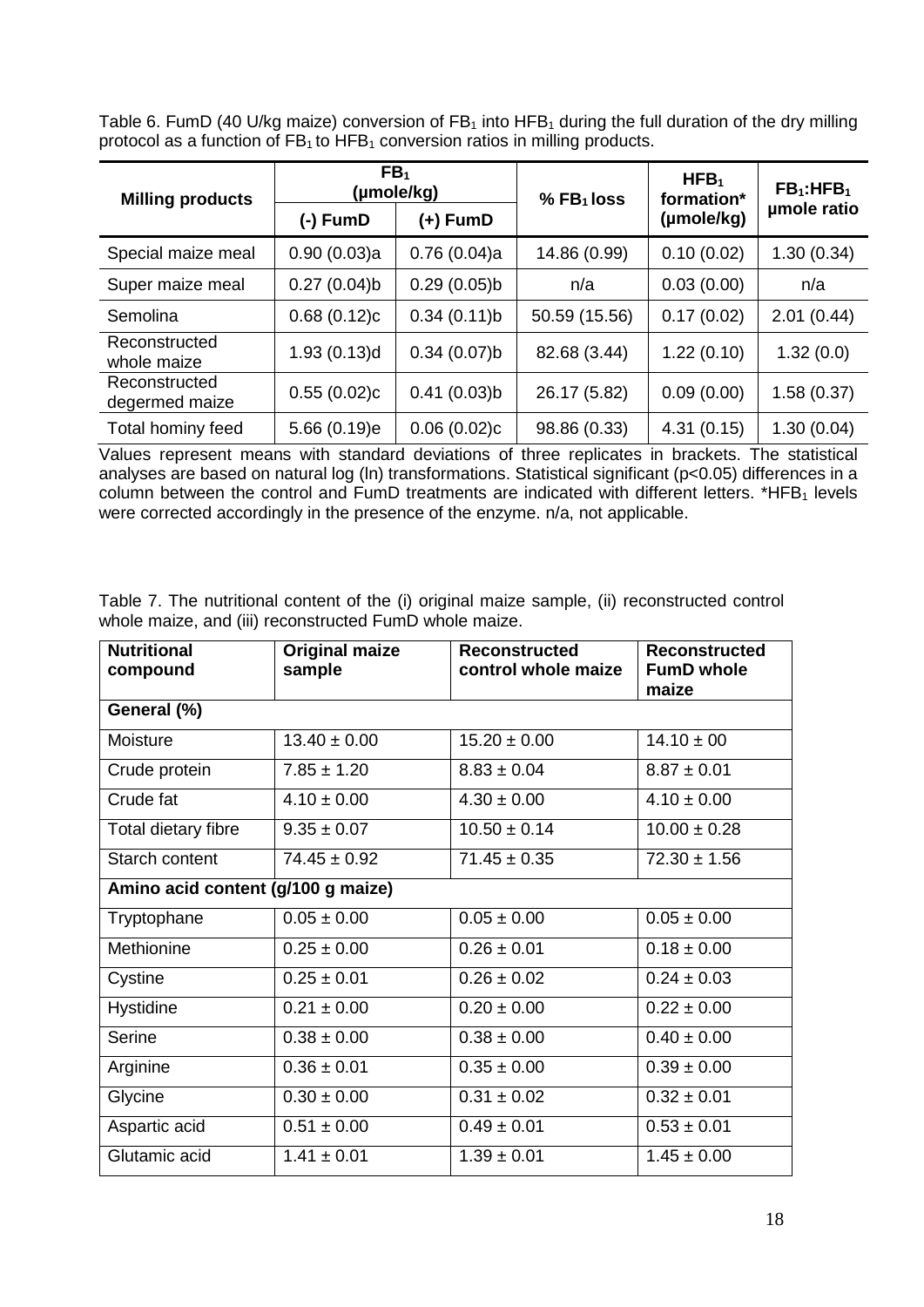Table 6. FumD (40 U/kg maize) conversion of $FB_1$ into $HFB_1$ during the full duration of the dry milling protocol as a function of $FB_1$ to $HFB_1$ conversion ratios in milling products.

| Milling products | $FB_1$ (µmole/kg) | | % $FB_1$ loss | $HFB_1$ formation* (µmole/kg) | $FB_1$:$HFB_1$ µmole ratio |
|---|---|---|---|---|---|
| | (-) FumD | (+) FumD | | | |
| Special maize meal | 0.90 (0.03)a | 0.76 (0.04)a | 14.86 (0.99) | 0.10 (0.02) | 1.30 (0.34) |
| Super maize meal | 0.27 (0.04)b | 0.29 (0.05)b | n/a | 0.03 (0.00) | n/a |
| Semolina | 0.68 (0.12)c | 0.34 (0.11)b | 50.59 (15.56) | 0.17 (0.02) | 2.01 (0.44) |
| Reconstructed whole maize | 1.93 (0.13)d | 0.34 (0.07)b | 82.68 (3.44) | 1.22 (0.10) | 1.32 (0.0) |
| Reconstructed degermed maize | 0.55 (0.02)c | 0.41 (0.03)b | 26.17 (5.82) | 0.09 (0.00) | 1.58 (0.37) |
| Total hominy feed | 5.66 (0.19)e | 0.06 (0.02)c | 98.86 (0.33) | 4.31 (0.15) | 1.30 (0.04) |

Values represent means with standard deviations of three replicates in brackets. The statistical analyses are based on natural log (ln) transformations. Statistical significant ($p<0.05$) differences in a column between the control and FumD treatments are indicated with different letters. *$HFB_1$ levels were corrected accordingly in the presence of the enzyme. n/a, not applicable.

Table 7. The nutritional content of the (i) original maize sample, (ii) reconstructed control whole maize, and (iii) reconstructed FumD whole maize.

| Nutritional compound | Original maize sample | Reconstructed control whole maize | Reconstructed FumD whole maize |
|---|---|---|---|
| **General (%)** | | | |
| Moisture | 13.40 ± 0.00 | 15.20 ± 0.00 | 14.10 ± 00 |
| Crude protein | 7.85 ± 1.20 | 8.83 ± 0.04 | 8.87 ± 0.01 |
| Crude fat | 4.10 ± 0.00 | 4.30 ± 0.00 | 4.10 ± 0.00 |
| Total dietary fibre | 9.35 ± 0.07 | 10.50 ± 0.14 | 10.00 ± 0.28 |
| Starch content | 74.45 ± 0.92 | 71.45 ± 0.35 | 72.30 ± 1.56 |
| **Amino acid content (g/100 g maize)** | | | |
| Tryptophane | 0.05 ± 0.00 | 0.05 ± 0.00 | 0.05 ± 0.00 |
| Methionine | 0.25 ± 0.00 | 0.26 ± 0.01 | 0.18 ± 0.00 |
| Cystine | 0.25 ± 0.01 | 0.26 ± 0.02 | 0.24 ± 0.03 |
| Hystidine | 0.21 ± 0.00 | 0.20 ± 0.00 | 0.22 ± 0.00 |
| Serine | 0.38 ± 0.00 | 0.38 ± 0.00 | 0.40 ± 0.00 |
| Arginine | 0.36 ± 0.01 | 0.35 ± 0.00 | 0.39 ± 0.00 |
| Glycine | 0.30 ± 0.00 | 0.31 ± 0.02 | 0.32 ± 0.01 |
| Aspartic acid | 0.51 ± 0.00 | 0.49 ± 0.01 | 0.53 ± 0.01 |
| Glutamic acid | 1.41 ± 0.01 | 1.39 ± 0.01 | 1.45 ± 0.00 |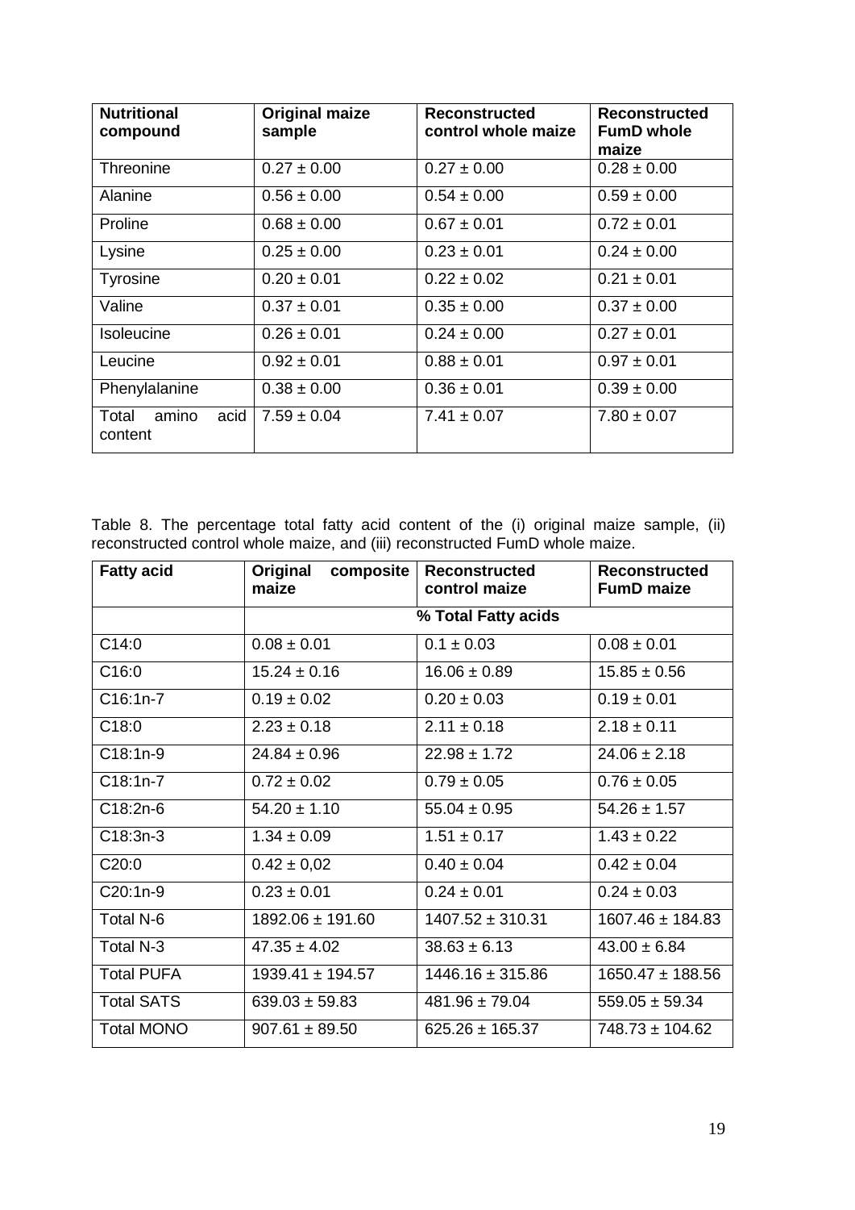| Nutritional compound | Original maize sample | Reconstructed control whole maize | Reconstructed FumD whole maize |
|---|---|---|---|
| Threonine | 0.27 ± 0.00 | 0.27 ± 0.00 | 0.28 ± 0.00 |
| Alanine | 0.56 ± 0.00 | 0.54 ± 0.00 | 0.59 ± 0.00 |
| Proline | 0.68 ± 0.00 | 0.67 ± 0.01 | 0.72 ± 0.01 |
| Lysine | 0.25 ± 0.00 | 0.23 ± 0.01 | 0.24 ± 0.00 |
| Tyrosine | 0.20 ± 0.01 | 0.22 ± 0.02 | 0.21 ± 0.01 |
| Valine | 0.37 ± 0.01 | 0.35 ± 0.00 | 0.37 ± 0.00 |
| Isoleucine | 0.26 ± 0.01 | 0.24 ± 0.00 | 0.27 ± 0.01 |
| Leucine | 0.92 ± 0.01 | 0.88 ± 0.01 | 0.97 ± 0.01 |
| Phenylalanine | 0.38 ± 0.00 | 0.36 ± 0.01 | 0.39 ± 0.00 |
| Total amino acid content | 7.59 ± 0.04 | 7.41 ± 0.07 | 7.80 ± 0.07 |

Table 8. The percentage total fatty acid content of the (i) original maize sample, (ii) reconstructed control whole maize, and (iii) reconstructed FumD whole maize.

| Fatty acid | Original composite maize | Reconstructed control maize | Reconstructed FumD maize |
|---|---|---|---|
| | % Total Fatty acids | | |
| C14:0 | 0.08 ± 0.01 | 0.1 ± 0.03 | 0.08 ± 0.01 |
| C16:0 | 15.24 ± 0.16 | 16.06 ± 0.89 | 15.85 ± 0.56 |
| C16:1n-7 | 0.19 ± 0.02 | 0.20 ± 0.03 | 0.19 ± 0.01 |
| C18:0 | 2.23 ± 0.18 | 2.11 ± 0.18 | 2.18 ± 0.11 |
| C18:1n-9 | 24.84 ± 0.96 | 22.98 ± 1.72 | 24.06 ± 2.18 |
| C18:1n-7 | 0.72 ± 0.02 | 0.79 ± 0.05 | 0.76 ± 0.05 |
| C18:2n-6 | 54.20 ± 1.10 | 55.04 ± 0.95 | 54.26 ± 1.57 |
| C18:3n-3 | 1.34 ± 0.09 | 1.51 ± 0.17 | 1.43 ± 0.22 |
| C20:0 | 0.42 ± 0,02 | 0.40 ± 0.04 | 0.42 ± 0.04 |
| C20:1n-9 | 0.23 ± 0.01 | 0.24 ± 0.01 | 0.24 ± 0.03 |
| Total N-6 | 1892.06 ± 191.60 | 1407.52 ± 310.31 | 1607.46 ± 184.83 |
| Total N-3 | 47.35 ± 4.02 | 38.63 ± 6.13 | 43.00 ± 6.84 |
| Total PUFA | 1939.41 ± 194.57 | 1446.16 ± 315.86 | 1650.47 ± 188.56 |
| Total SATS | 639.03 ± 59.83 | 481.96 ± 79.04 | 559.05 ± 59.34 |
| Total MONO | 907.61 ± 89.50 | 625.26 ± 165.37 | 748.73 ± 104.62 |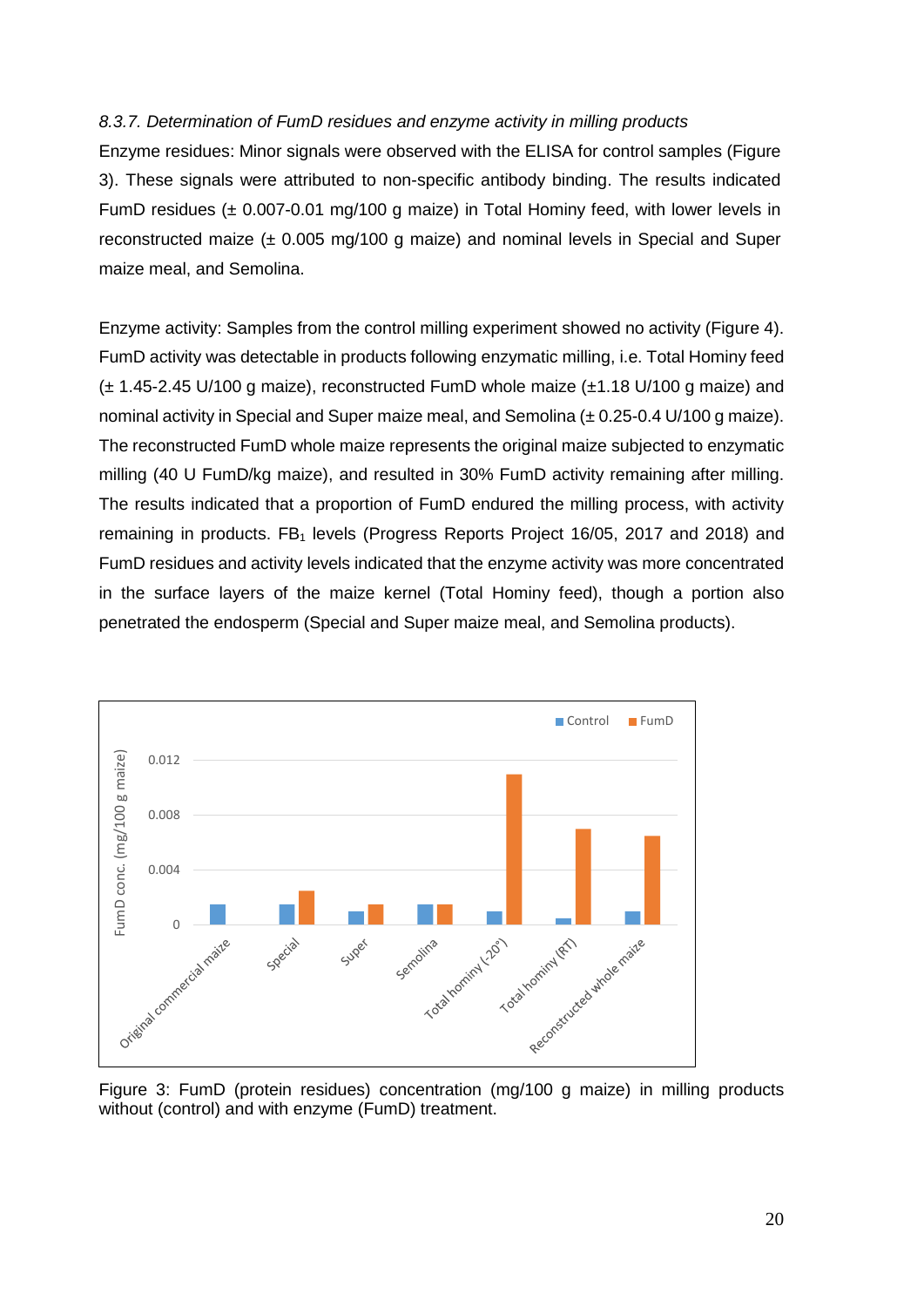*8.3.7. Determination of FumD residues and enzyme activity in milling products*

Enzyme residues: Minor signals were observed with the ELISA for control samples (Figure 3). These signals were attributed to non-specific antibody binding. The results indicated FumD residues (± 0.007-0.01 mg/100 g maize) in Total Hominy feed, with lower levels in reconstructed maize (± 0.005 mg/100 g maize) and nominal levels in Special and Super maize meal, and Semolina.

Enzyme activity: Samples from the control milling experiment showed no activity (Figure 4). FumD activity was detectable in products following enzymatic milling, i.e. Total Hominy feed (± 1.45-2.45 U/100 g maize), reconstructed FumD whole maize (±1.18 U/100 g maize) and nominal activity in Special and Super maize meal, and Semolina (± 0.25-0.4 U/100 g maize). The reconstructed FumD whole maize represents the original maize subjected to enzymatic milling (40 U FumD/kg maize), and resulted in 30% FumD activity remaining after milling. The results indicated that a proportion of FumD endured the milling process, with activity remaining in products. $FB_1$ levels (Progress Reports Project 16/05, 2017 and 2018) and FumD residues and activity levels indicated that the enzyme activity was more concentrated in the surface layers of the maize kernel (Total Hominy feed), though a portion also penetrated the endosperm (Special and Super maize meal, and Semolina products).

Control
FumD

FumD conc. (mg/100 g maize)

0.012
0.008
0.004
0

Original commercial maize
Special
Super
Semolina
Total hominy (-20°)
Total hominy (RT)
Reconstructed whole maize

Figure 3: FumD (protein residues) concentration (mg/100 g maize) in milling products without (control) and with enzyme (FumD) treatment.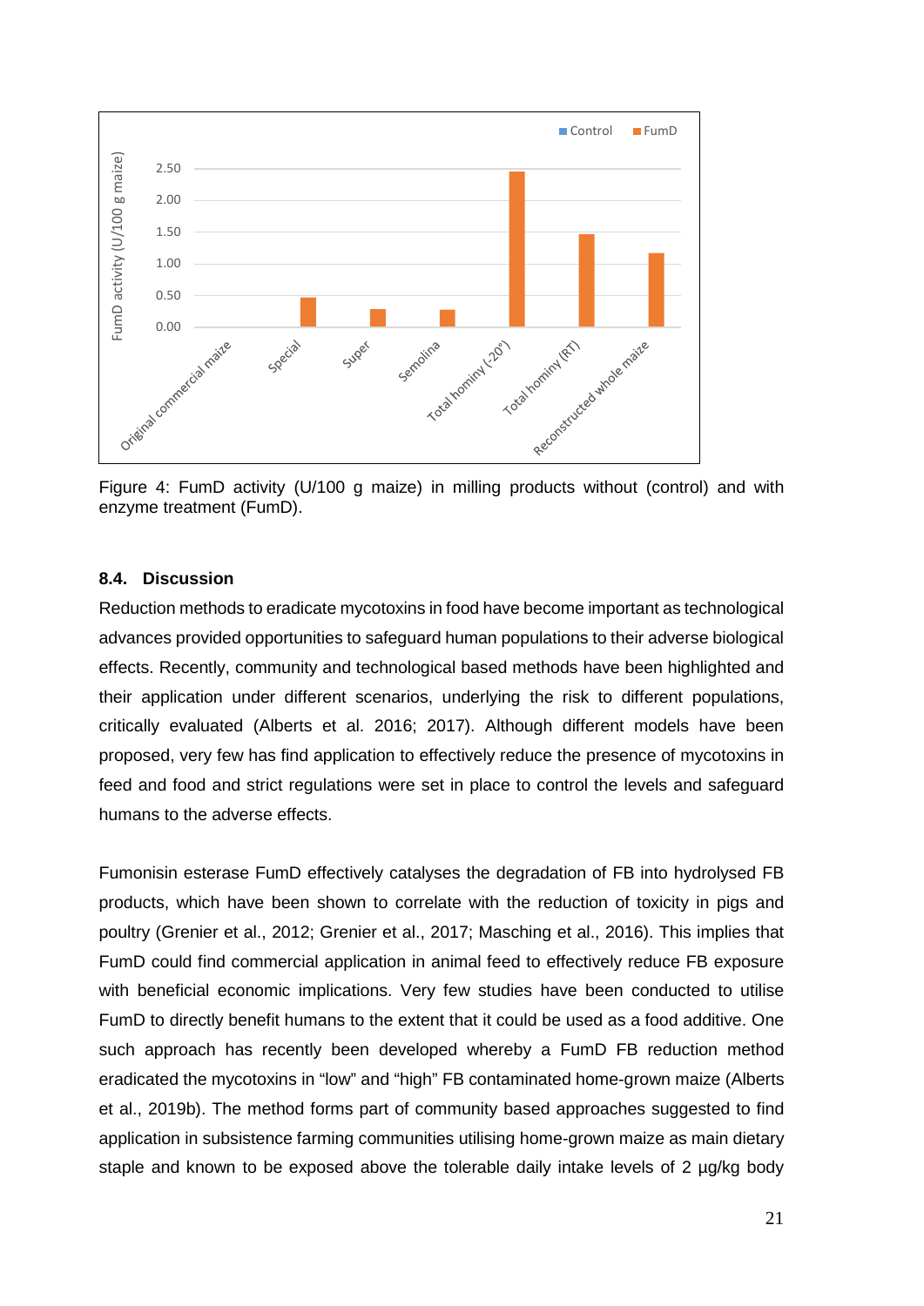Control
FumD

FumD activity (U/100 g maize)

2.50
2.00
1.50
1.00
0.50
0.00

Original commercial maize
Special
Super
Semolina
Total hominy (-20°)
Total hominy (RT)
Reconstructed whole maize

Figure 4: FumD activity (U/100 g maize) in milling products without (control) and with enzyme treatment (FumD).

### 8.4. Discussion

Reduction methods to eradicate mycotoxins in food have become important as technological advances provided opportunities to safeguard human populations to their adverse biological effects. Recently, community and technological based methods have been highlighted and their application under different scenarios, underlying the risk to different populations, critically evaluated (Alberts et al. 2016; 2017). Although different models have been proposed, very few has find application to effectively reduce the presence of mycotoxins in feed and food and strict regulations were set in place to control the levels and safeguard humans to the adverse effects.

Fumonisin esterase FumD effectively catalyses the degradation of FB into hydrolysed FB products, which have been shown to correlate with the reduction of toxicity in pigs and poultry (Grenier et al., 2012; Grenier et al., 2017; Masching et al., 2016). This implies that FumD could find commercial application in animal feed to effectively reduce FB exposure with beneficial economic implications. Very few studies have been conducted to utilise FumD to directly benefit humans to the extent that it could be used as a food additive. One such approach has recently been developed whereby a FumD FB reduction method eradicated the mycotoxins in "low" and "high" FB contaminated home-grown maize (Alberts et al., 2019b). The method forms part of community based approaches suggested to find application in subsistence farming communities utilising home-grown maize as main dietary staple and known to be exposed above the tolerable daily intake levels of 2 µg/kg body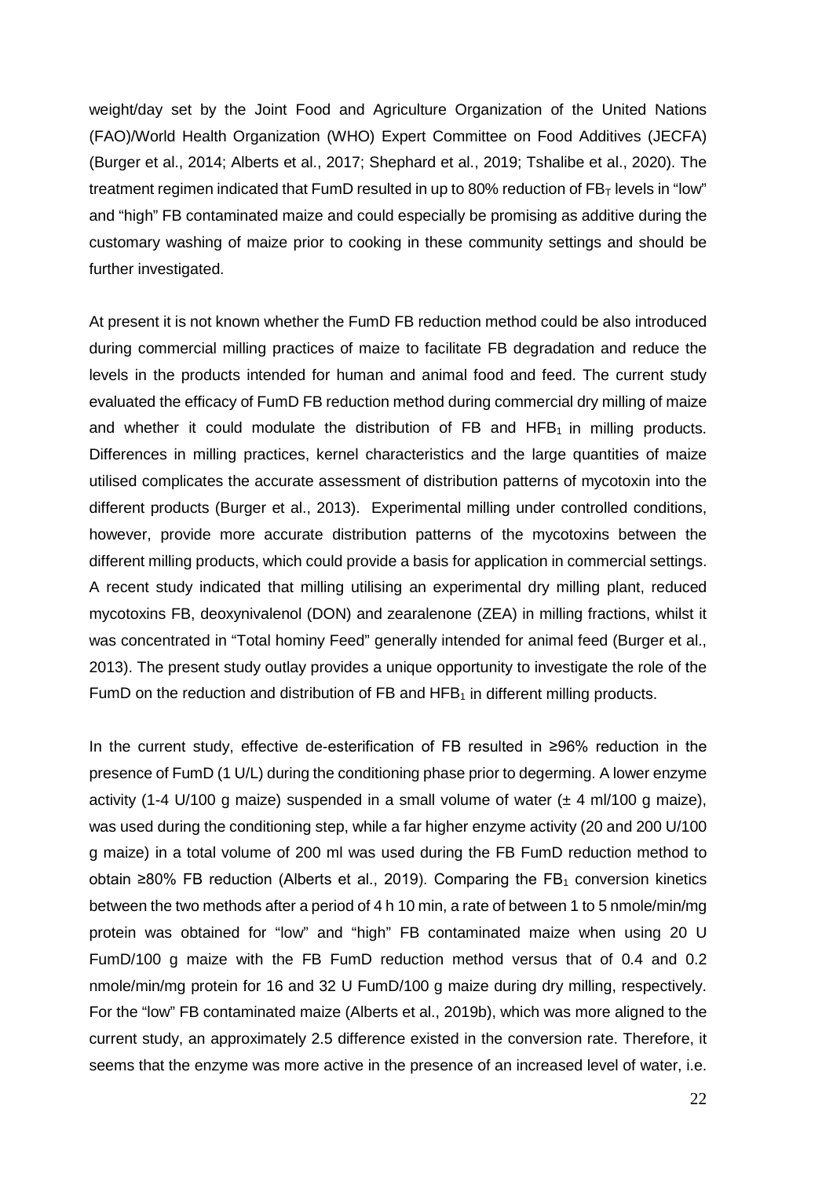weight/day set by the Joint Food and Agriculture Organization of the United Nations (FAO)/World Health Organization (WHO) Expert Committee on Food Additives (JECFA) (Burger et al., 2014; Alberts et al., 2017; Shephard et al., 2019; Tshalibe et al., 2020). The treatment regimen indicated that FumD resulted in up to 80% reduction of $FB_T$ levels in "low" and "high" FB contaminated maize and could especially be promising as additive during the customary washing of maize prior to cooking in these community settings and should be further investigated.

At present it is not known whether the FumD FB reduction method could be also introduced during commercial milling practices of maize to facilitate FB degradation and reduce the levels in the products intended for human and animal food and feed. The current study evaluated the efficacy of FumD FB reduction method during commercial dry milling of maize and whether it could modulate the distribution of FB and $HFB_1$ in milling products. Differences in milling practices, kernel characteristics and the large quantities of maize utilised complicates the accurate assessment of distribution patterns of mycotoxin into the different products (Burger et al., 2013). Experimental milling under controlled conditions, however, provide more accurate distribution patterns of the mycotoxins between the different milling products, which could provide a basis for application in commercial settings. A recent study indicated that milling utilising an experimental dry milling plant, reduced mycotoxins FB, deoxynivalenol (DON) and zearalenone (ZEA) in milling fractions, whilst it was concentrated in "Total hominy Feed" generally intended for animal feed (Burger et al., 2013). The present study outlay provides a unique opportunity to investigate the role of the FumD on the reduction and distribution of FB and $HFB_1$ in different milling products.

In the current study, effective de-esterification of FB resulted in ≥96% reduction in the presence of FumD (1 U/L) during the conditioning phase prior to degerming. A lower enzyme activity (1-4 U/100 g maize) suspended in a small volume of water (± 4 ml/100 g maize), was used during the conditioning step, while a far higher enzyme activity (20 and 200 U/100 g maize) in a total volume of 200 ml was used during the FB FumD reduction method to obtain ≥80% FB reduction (Alberts et al., 2019). Comparing the $FB_1$ conversion kinetics between the two methods after a period of 4 h 10 min, a rate of between 1 to 5 nmole/min/mg protein was obtained for "low" and "high" FB contaminated maize when using 20 U FumD/100 g maize with the FB FumD reduction method versus that of 0.4 and 0.2 nmole/min/mg protein for 16 and 32 U FumD/100 g maize during dry milling, respectively. For the "low" FB contaminated maize (Alberts et al., 2019b), which was more aligned to the current study, an approximately 2.5 difference existed in the conversion rate. Therefore, it seems that the enzyme was more active in the presence of an increased level of water, i.e.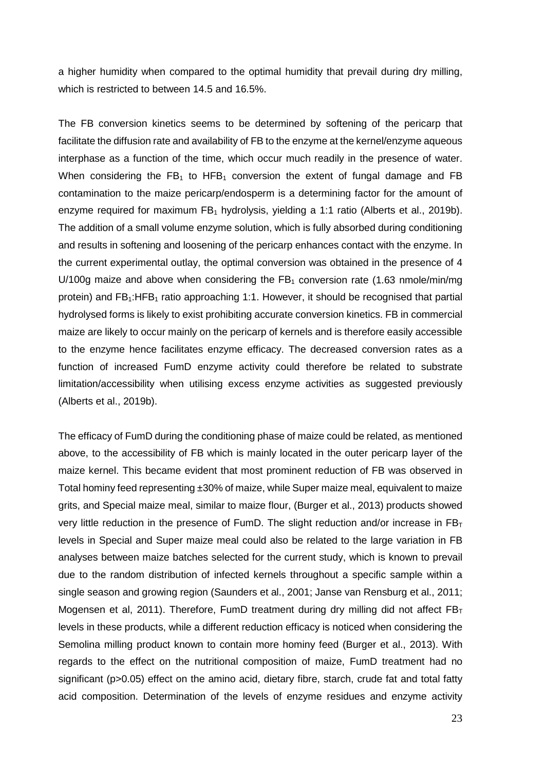a higher humidity when compared to the optimal humidity that prevail during dry milling, which is restricted to between 14.5 and 16.5%.

The FB conversion kinetics seems to be determined by softening of the pericarp that facilitate the diffusion rate and availability of FB to the enzyme at the kernel/enzyme aqueous interphase as a function of the time, which occur much readily in the presence of water. When considering the $FB_1$ to $HFB_1$ conversion the extent of fungal damage and FB contamination to the maize pericarp/endosperm is a determining factor for the amount of enzyme required for maximum $FB_1$ hydrolysis, yielding a 1:1 ratio (Alberts et al., 2019b). The addition of a small volume enzyme solution, which is fully absorbed during conditioning and results in softening and loosening of the pericarp enhances contact with the enzyme. In the current experimental outlay, the optimal conversion was obtained in the presence of 4 U/100g maize and above when considering the $FB_1$ conversion rate (1.63 nmole/min/mg protein) and $FB_1$:$HFB_1$ ratio approaching 1:1. However, it should be recognised that partial hydrolysed forms is likely to exist prohibiting accurate conversion kinetics. FB in commercial maize are likely to occur mainly on the pericarp of kernels and is therefore easily accessible to the enzyme hence facilitates enzyme efficacy. The decreased conversion rates as a function of increased FumD enzyme activity could therefore be related to substrate limitation/accessibility when utilising excess enzyme activities as suggested previously (Alberts et al., 2019b).

The efficacy of FumD during the conditioning phase of maize could be related, as mentioned above, to the accessibility of FB which is mainly located in the outer pericarp layer of the maize kernel. This became evident that most prominent reduction of FB was observed in Total hominy feed representing ±30% of maize, while Super maize meal, equivalent to maize grits, and Special maize meal, similar to maize flour, (Burger et al., 2013) products showed very little reduction in the presence of FumD. The slight reduction and/or increase in $FB_T$ levels in Special and Super maize meal could also be related to the large variation in FB analyses between maize batches selected for the current study, which is known to prevail due to the random distribution of infected kernels throughout a specific sample within a single season and growing region (Saunders et al., 2001; Janse van Rensburg et al., 2011; Mogensen et al, 2011). Therefore, FumD treatment during dry milling did not affect $FB_T$ levels in these products, while a different reduction efficacy is noticed when considering the Semolina milling product known to contain more hominy feed (Burger et al., 2013). With regards to the effect on the nutritional composition of maize, FumD treatment had no significant ($p>0.05$) effect on the amino acid, dietary fibre, starch, crude fat and total fatty acid composition. Determination of the levels of enzyme residues and enzyme activity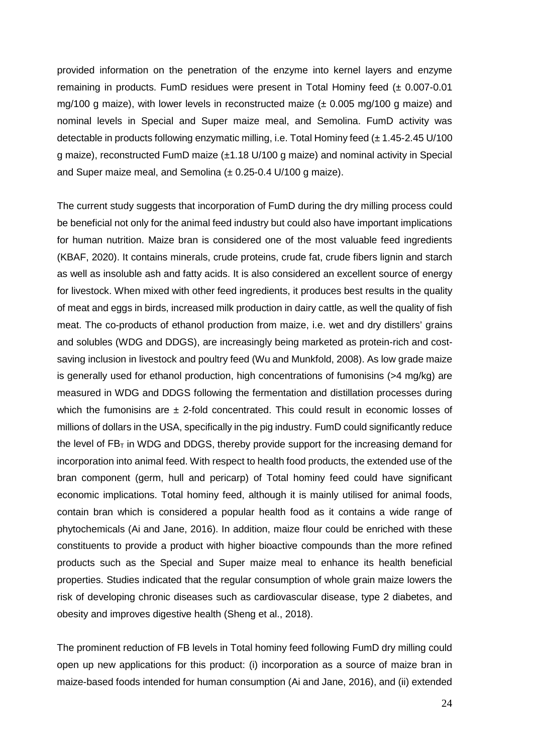provided information on the penetration of the enzyme into kernel layers and enzyme remaining in products. FumD residues were present in Total Hominy feed (± 0.007-0.01 mg/100 g maize), with lower levels in reconstructed maize (± 0.005 mg/100 g maize) and nominal levels in Special and Super maize meal, and Semolina. FumD activity was detectable in products following enzymatic milling, i.e. Total Hominy feed (± 1.45-2.45 U/100 g maize), reconstructed FumD maize (±1.18 U/100 g maize) and nominal activity in Special and Super maize meal, and Semolina (± 0.25-0.4 U/100 g maize).

The current study suggests that incorporation of FumD during the dry milling process could be beneficial not only for the animal feed industry but could also have important implications for human nutrition. Maize bran is considered one of the most valuable feed ingredients (KBAF, 2020). It contains minerals, crude proteins, crude fat, crude fibers lignin and starch as well as insoluble ash and fatty acids. It is also considered an excellent source of energy for livestock. When mixed with other feed ingredients, it produces best results in the quality of meat and eggs in birds, increased milk production in dairy cattle, as well the quality of fish meat. The co-products of ethanol production from maize, i.e. wet and dry distillers' grains and solubles (WDG and DDGS), are increasingly being marketed as protein-rich and cost-saving inclusion in livestock and poultry feed (Wu and Munkfold, 2008). As low grade maize is generally used for ethanol production, high concentrations of fumonisins (>4 mg/kg) are measured in WDG and DDGS following the fermentation and distillation processes during which the fumonisins are ± 2-fold concentrated. This could result in economic losses of millions of dollars in the USA, specifically in the pig industry. FumD could significantly reduce the level of $FB_T$ in WDG and DDGS, thereby provide support for the increasing demand for incorporation into animal feed. With respect to health food products, the extended use of the bran component (germ, hull and pericarp) of Total hominy feed could have significant economic implications. Total hominy feed, although it is mainly utilised for animal foods, contain bran which is considered a popular health food as it contains a wide range of phytochemicals (Ai and Jane, 2016). In addition, maize flour could be enriched with these constituents to provide a product with higher bioactive compounds than the more refined products such as the Special and Super maize meal to enhance its health beneficial properties. Studies indicated that the regular consumption of whole grain maize lowers the risk of developing chronic diseases such as cardiovascular disease, type 2 diabetes, and obesity and improves digestive health (Sheng et al., 2018).

The prominent reduction of FB levels in Total hominy feed following FumD dry milling could open up new applications for this product: (i) incorporation as a source of maize bran in maize-based foods intended for human consumption (Ai and Jane, 2016), and (ii) extended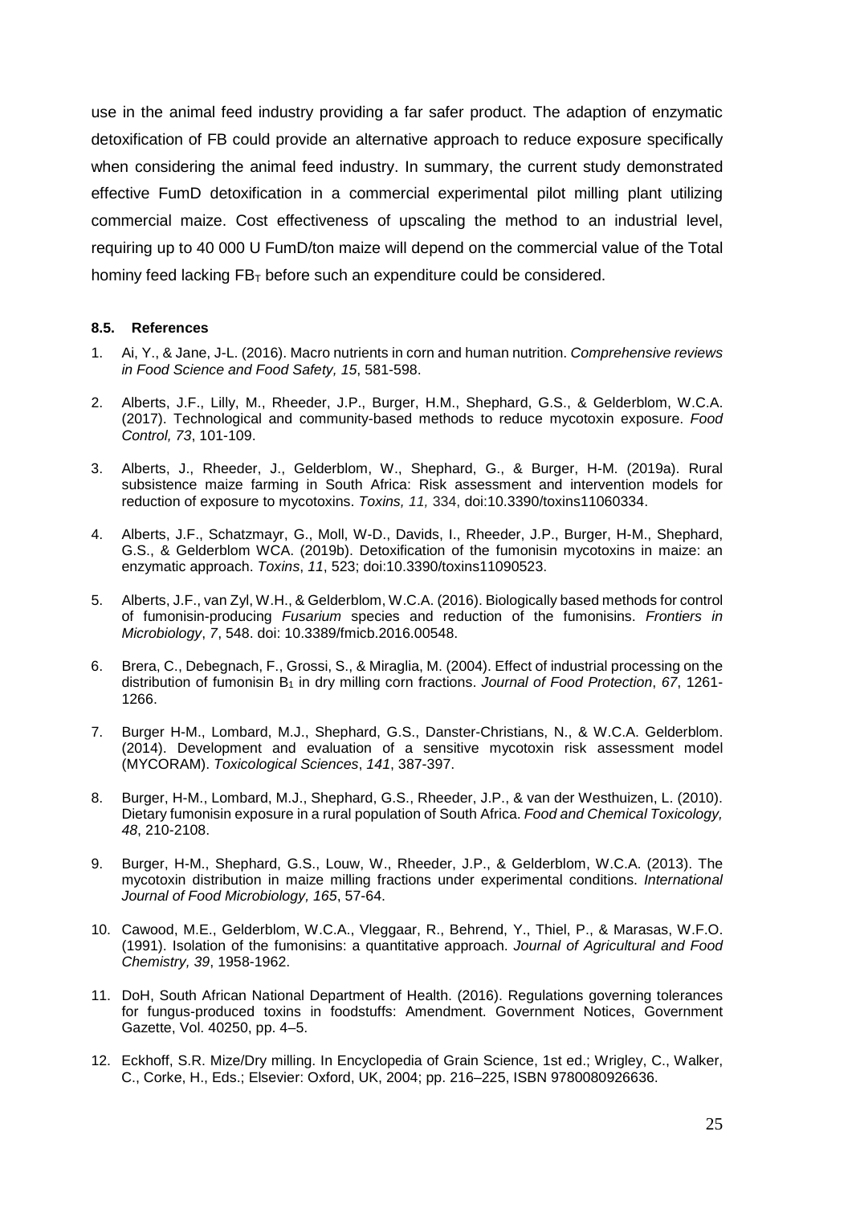use in the animal feed industry providing a far safer product. The adaption of enzymatic detoxification of FB could provide an alternative approach to reduce exposure specifically when considering the animal feed industry. In summary, the current study demonstrated effective FumD detoxification in a commercial experimental pilot milling plant utilizing commercial maize. Cost effectiveness of upscaling the method to an industrial level, requiring up to 40 000 U FumD/ton maize will depend on the commercial value of the Total hominy feed lacking $FB_T$ before such an expenditure could be considered.

#### 8.5. References

1. Ai, Y., & Jane, J-L. (2016). Macro nutrients in corn and human nutrition. *Comprehensive reviews in Food Science and Food Safety, 15*, 581-598.
2. Alberts, J.F., Lilly, M., Rheeder, J.P., Burger, H.M., Shephard, G.S., & Gelderblom, W.C.A. (2017). Technological and community-based methods to reduce mycotoxin exposure. *Food Control, 73*, 101-109.
3. Alberts, J., Rheeder, J., Gelderblom, W., Shephard, G., & Burger, H-M. (2019a). Rural subsistence maize farming in South Africa: Risk assessment and intervention models for reduction of exposure to mycotoxins. *Toxins, 11,* 334, doi:10.3390/toxins11060334.
4. Alberts, J.F., Schatzmayr, G., Moll, W-D., Davids, I., Rheeder, J.P., Burger, H-M., Shephard, G.S., & Gelderblom WCA. (2019b). Detoxification of the fumonisin mycotoxins in maize: an enzymatic approach. *Toxins*, *11*, 523; doi:10.3390/toxins11090523.
5. Alberts, J.F., van Zyl, W.H., & Gelderblom, W.C.A. (2016). Biologically based methods for control of fumonisin-producing *Fusarium* species and reduction of the fumonisins. *Frontiers in Microbiology*, *7*, 548. doi: 10.3389/fmicb.2016.00548.
6. Brera, C., Debegnach, F., Grossi, S., & Miraglia, M. (2004). Effect of industrial processing on the distribution of fumonisin $B_1$ in dry milling corn fractions. *Journal of Food Protection*, *67*, 1261-1266.
7. Burger H-M., Lombard, M.J., Shephard, G.S., Danster-Christians, N., & W.C.A. Gelderblom. (2014). Development and evaluation of a sensitive mycotoxin risk assessment model (MYCORAM). *Toxicological Sciences*, *141*, 387-397.
8. Burger, H-M., Lombard, M.J., Shephard, G.S., Rheeder, J.P., & van der Westhuizen, L. (2010). Dietary fumonisin exposure in a rural population of South Africa. *Food and Chemical Toxicology, 48*, 210-2108.
9. Burger, H-M., Shephard, G.S., Louw, W., Rheeder, J.P., & Gelderblom, W.C.A. (2013). The mycotoxin distribution in maize milling fractions under experimental conditions. *International Journal of Food Microbiology, 165*, 57-64.
10. Cawood, M.E., Gelderblom, W.C.A., Vleggaar, R., Behrend, Y., Thiel, P., & Marasas, W.F.O. (1991). Isolation of the fumonisins: a quantitative approach. *Journal of Agricultural and Food Chemistry, 39*, 1958-1962.
11. DoH, South African National Department of Health. (2016). Regulations governing tolerances for fungus-produced toxins in foodstuffs: Amendment. Government Notices, Government Gazette, Vol. 40250, pp. 4–5.
12. Eckhoff, S.R. Mize/Dry milling. In Encyclopedia of Grain Science, 1st ed.; Wrigley, C., Walker, C., Corke, H., Eds.; Elsevier: Oxford, UK, 2004; pp. 216–225, ISBN 9780080926636.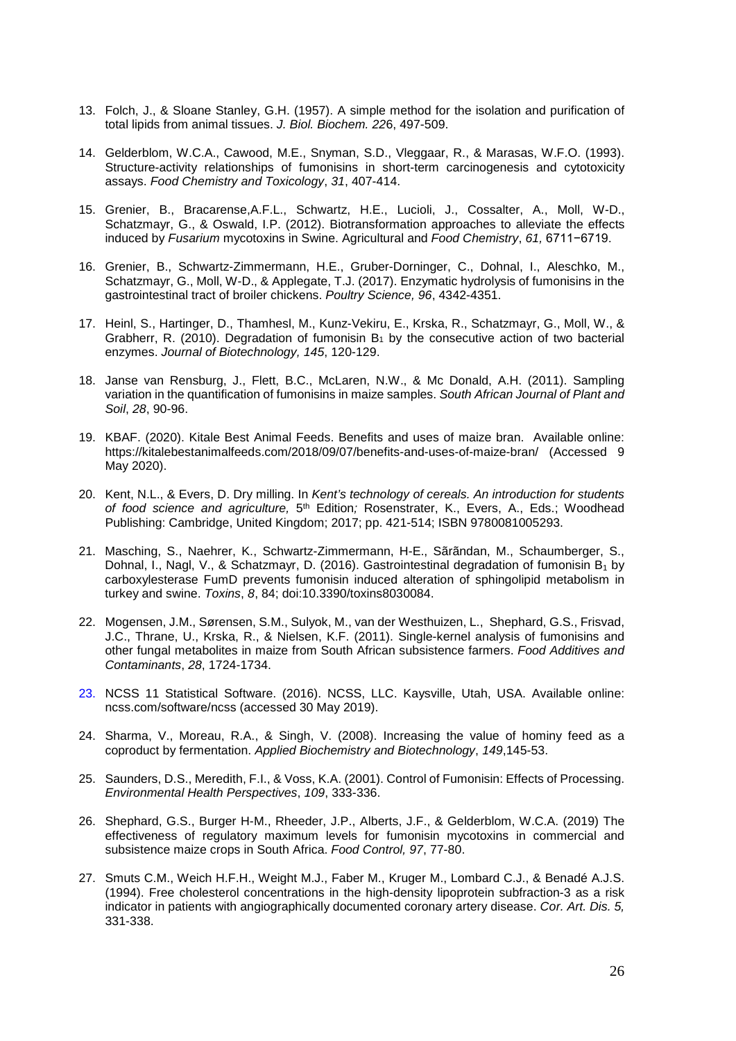13. Folch, J., & Sloane Stanley, G.H. (1957). A simple method for the isolation and purification of total lipids from animal tissues. *J. Biol. Biochem. 22*6, 497-509.

14. Gelderblom, W.C.A., Cawood, M.E., Snyman, S.D., Vleggaar, R., & Marasas, W.F.O. (1993). Structure-activity relationships of fumonisins in short-term carcinogenesis and cytotoxicity assays. *Food Chemistry and Toxicology*, *31*, 407-414.

15. Grenier, B., Bracarense,A.F.L., Schwartz, H.E., Lucioli, J., Cossalter, A., Moll, W-D., Schatzmayr, G., & Oswald, I.P. (2012). Biotransformation approaches to alleviate the effects induced by *Fusarium* mycotoxins in Swine. Agricultural and *Food Chemistry*, *61,* 6711−6719.

16. Grenier, B., Schwartz-Zimmermann, H.E., Gruber-Dorninger, C., Dohnal, I., Aleschko, M., Schatzmayr, G., Moll, W-D., & Applegate, T.J. (2017). Enzymatic hydrolysis of fumonisins in the gastrointestinal tract of broiler chickens. *Poultry Science, 96*, 4342-4351.

17. Heinl, S., Hartinger, D., Thamhesl, M., Kunz-Vekiru, E., Krska, R., Schatzmayr, G., Moll, W., & Grabherr, R. (2010). Degradation of fumonisin $B_1$ by the consecutive action of two bacterial enzymes. *Journal of Biotechnology, 145*, 120-129.

18. Janse van Rensburg, J., Flett, B.C., McLaren, N.W., & Mc Donald, A.H. (2011). Sampling variation in the quantification of fumonisins in maize samples. *South African Journal of Plant and Soil*, *28*, 90-96.

19. KBAF. (2020). Kitale Best Animal Feeds. Benefits and uses of maize bran. Available online: https://kitalebestanimalfeeds.com/2018/09/07/benefits-and-uses-of-maize-bran/ (Accessed 9 May 2020).

20. Kent, N.L., & Evers, D. Dry milling. In *Kent's technology of cereals. An introduction for students of food science and agriculture,* 5th Edition*;* Rosenstrater, K., Evers, A., Eds.; Woodhead Publishing: Cambridge, United Kingdom; 2017; pp. 421-514; ISBN 9780081005293.

21. Masching, S., Naehrer, K., Schwartz-Zimmermann, H-E., Sărăndan, M., Schaumberger, S., Dohnal, I., Nagl, V., & Schatzmayr, D. (2016). Gastrointestinal degradation of fumonisin $B_1$ by carboxylesterase FumD prevents fumonisin induced alteration of sphingolipid metabolism in turkey and swine. *Toxins*, *8*, 84; doi:10.3390/toxins8030084.

22. Mogensen, J.M., Sørensen, S.M., Sulyok, M., van der Westhuizen, L., Shephard, G.S., Frisvad, J.C., Thrane, U., Krska, R., & Nielsen, K.F. (2011). Single-kernel analysis of fumonisins and other fungal metabolites in maize from South African subsistence farmers. *Food Additives and Contaminants*, *28*, 1724-1734.

23. NCSS 11 Statistical Software. (2016). NCSS, LLC. Kaysville, Utah, USA. Available online: ncss.com/software/ncss (accessed 30 May 2019).

24. Sharma, V., Moreau, R.A., & Singh, V. (2008). Increasing the value of hominy feed as a coproduct by fermentation. *Applied Biochemistry and Biotechnology*, *149*,145-53.

25. Saunders, D.S., Meredith, F.I., & Voss, K.A. (2001). Control of Fumonisin: Effects of Processing. *Environmental Health Perspectives*, *109*, 333-336.

26. Shephard, G.S., Burger H-M., Rheeder, J.P., Alberts, J.F., & Gelderblom, W.C.A. (2019) The effectiveness of regulatory maximum levels for fumonisin mycotoxins in commercial and subsistence maize crops in South Africa. *Food Control, 97*, 77-80.

27. Smuts C.M., Weich H.F.H., Weight M.J., Faber M., Kruger M., Lombard C.J., & Benadé A.J.S. (1994). Free cholesterol concentrations in the high-density lipoprotein subfraction-3 as a risk indicator in patients with angiographically documented coronary artery disease. *Cor. Art. Dis. 5,* 331-338.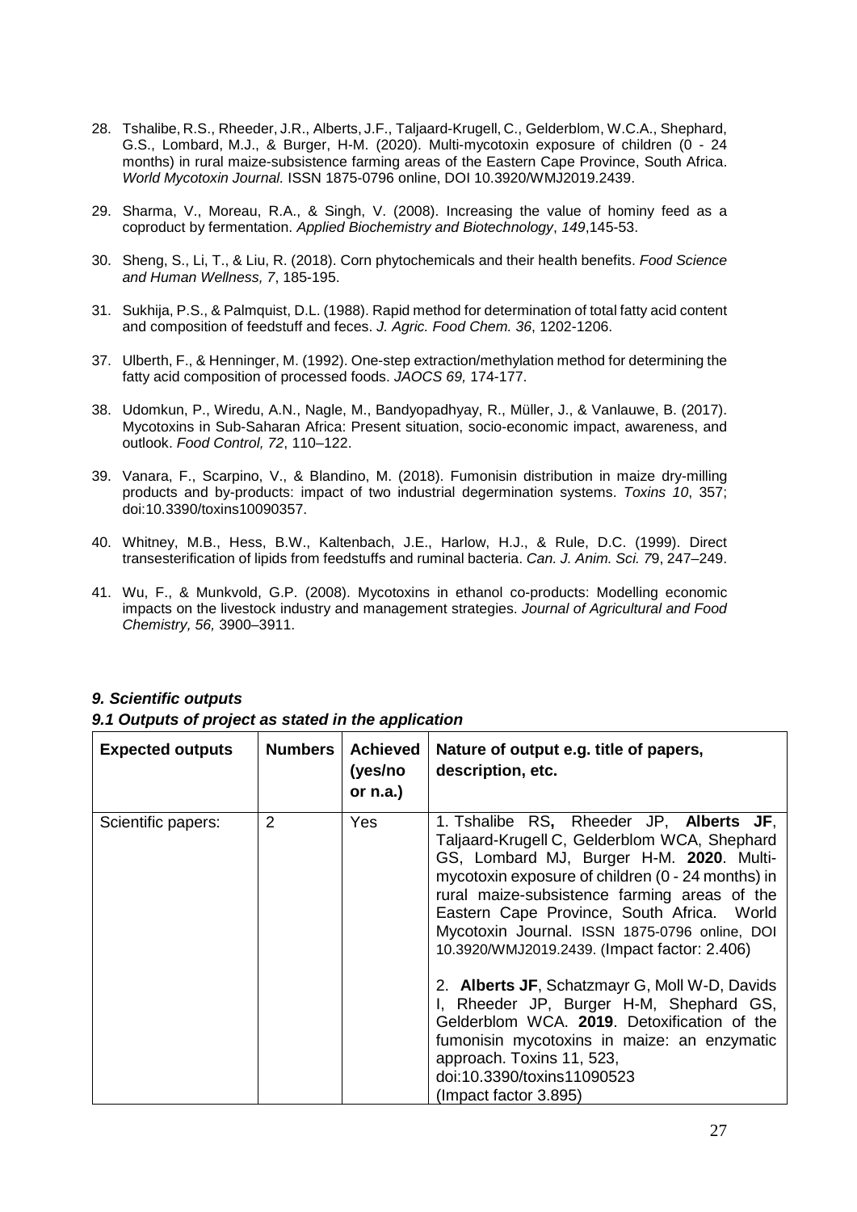28. Tshalibe, R.S., Rheeder, J.R., Alberts, J.F., Taljaard-Krugell, C., Gelderblom, W.C.A., Shephard, G.S., Lombard, M.J., & Burger, H-M. (2020). Multi-mycotoxin exposure of children (0 - 24 months) in rural maize-subsistence farming areas of the Eastern Cape Province, South Africa. *World Mycotoxin Journal.* ISSN 1875-0796 online, DOI 10.3920/WMJ2019.2439.

29. Sharma, V., Moreau, R.A., & Singh, V. (2008). Increasing the value of hominy feed as a coproduct by fermentation. *Applied Biochemistry and Biotechnology*, *149*,145-53.

30. Sheng, S., Li, T., & Liu, R. (2018). Corn phytochemicals and their health benefits. *Food Science and Human Wellness, 7*, 185-195.

31. Sukhija, P.S., & Palmquist, D.L. (1988). Rapid method for determination of total fatty acid content and composition of feedstuff and feces. *J. Agric. Food Chem. 36*, 1202-1206.

37. Ulberth, F., & Henninger, M. (1992). One-step extraction/methylation method for determining the fatty acid composition of processed foods. *JAOCS 69,* 174-177.

38. Udomkun, P., Wiredu, A.N., Nagle, M., Bandyopadhyay, R., Müller, J., & Vanlauwe, B. (2017). Mycotoxins in Sub-Saharan Africa: Present situation, socio-economic impact, awareness, and outlook. *Food Control, 72*, 110–122.

39. Vanara, F., Scarpino, V., & Blandino, M. (2018). Fumonisin distribution in maize dry-milling products and by-products: impact of two industrial degermination systems. *Toxins 10*, 357; doi:10.3390/toxins10090357.

40. Whitney, M.B., Hess, B.W., Kaltenbach, J.E., Harlow, H.J., & Rule, D.C. (1999). Direct transesterification of lipids from feedstuffs and ruminal bacteria. *Can. J. Anim. Sci. 7*9, 247–249.

41. Wu, F., & Munkvold, G.P. (2008). Mycotoxins in ethanol co-products: Modelling economic impacts on the livestock industry and management strategies. *Journal of Agricultural and Food Chemistry, 56,* 3900–3911.

### *9. Scientific outputs*

#### *9.1 Outputs of project as stated in the application*

| Expected outputs | Numbers | Achieved (yes/no or n.a.) | Nature of output e.g. title of papers, description, etc. |
|---|---|---|---|
| Scientific papers: | 2 | Yes | 1. Tshalibe RS, Rheeder JP, **Alberts JF**, Taljaard-Krugell C, Gelderblom WCA, Shephard GS, Lombard MJ, Burger H-M. **2020**. Multi-mycotoxin exposure of children (0 - 24 months) in rural maize-subsistence farming areas of the Eastern Cape Province, South Africa. World Mycotoxin Journal. ISSN 1875-0796 online, DOI 10.3920/WMJ2019.2439. (Impact factor: 2.406)<br><br>2. **Alberts JF**, Schatzmayr G, Moll W-D, Davids I, Rheeder JP, Burger H-M, Shephard GS, Gelderblom WCA. **2019**. Detoxification of the fumonisin mycotoxins in maize: an enzymatic approach. Toxins 11, 523, doi:10.3390/toxins11090523 (Impact factor 3.895) |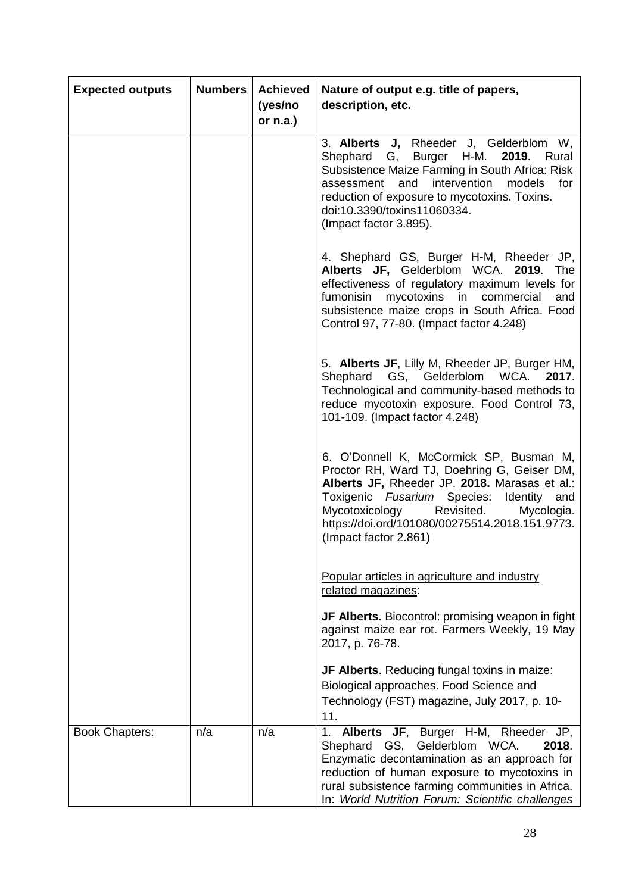| Expected outputs | Numbers | Achieved (yes/no or n.a.) | Nature of output e.g. title of papers, description, etc. |
|---|---|---|---|
| | | | 3. **Alberts J,** Rheeder J, Gelderblom W, Shephard G, Burger H-M. **2019**. Rural Subsistence Maize Farming in South Africa: Risk assessment and intervention models for reduction of exposure to mycotoxins. Toxins. doi:10.3390/toxins11060334. (Impact factor 3.895).<br><br>4. Shephard GS, Burger H-M, Rheeder JP, **Alberts JF,** Gelderblom WCA. **2019**. The effectiveness of regulatory maximum levels for fumonisin mycotoxins in commercial and subsistence maize crops in South Africa. Food Control 97, 77-80. (Impact factor 4.248)<br><br>5. **Alberts JF**, Lilly M, Rheeder JP, Burger HM, Shephard GS, Gelderblom WCA. **2017**. Technological and community-based methods to reduce mycotoxin exposure. Food Control 73, 101-109. (Impact factor 4.248)<br><br>6. O'Donnell K, McCormick SP, Busman M, Proctor RH, Ward TJ, Doehring G, Geiser DM, **Alberts JF,** Rheeder JP. **2018.** Marasas et al.: Toxigenic *Fusarium* Species: Identity and Mycotoxicology Revisited. Mycologia. https://doi.ord/101080/00275514.2018.151.9773. (Impact factor 2.861)<br><br><u>Popular articles in agriculture and industry related magazines</u>:<br><br>**JF Alberts**. Biocontrol: promising weapon in fight against maize ear rot. Farmers Weekly, 19 May 2017, p. 76-78.<br><br>**JF Alberts**. Reducing fungal toxins in maize: Biological approaches. Food Science and Technology (FST) magazine, July 2017, p. 10-11. |
| Book Chapters: | n/a | n/a | 1. **Alberts JF**, Burger H-M, Rheeder JP, Shephard GS, Gelderblom WCA. **2018**. Enzymatic decontamination as an approach for reduction of human exposure to mycotoxins in rural subsistence farming communities in Africa. In: *World Nutrition Forum: Scientific challenges* |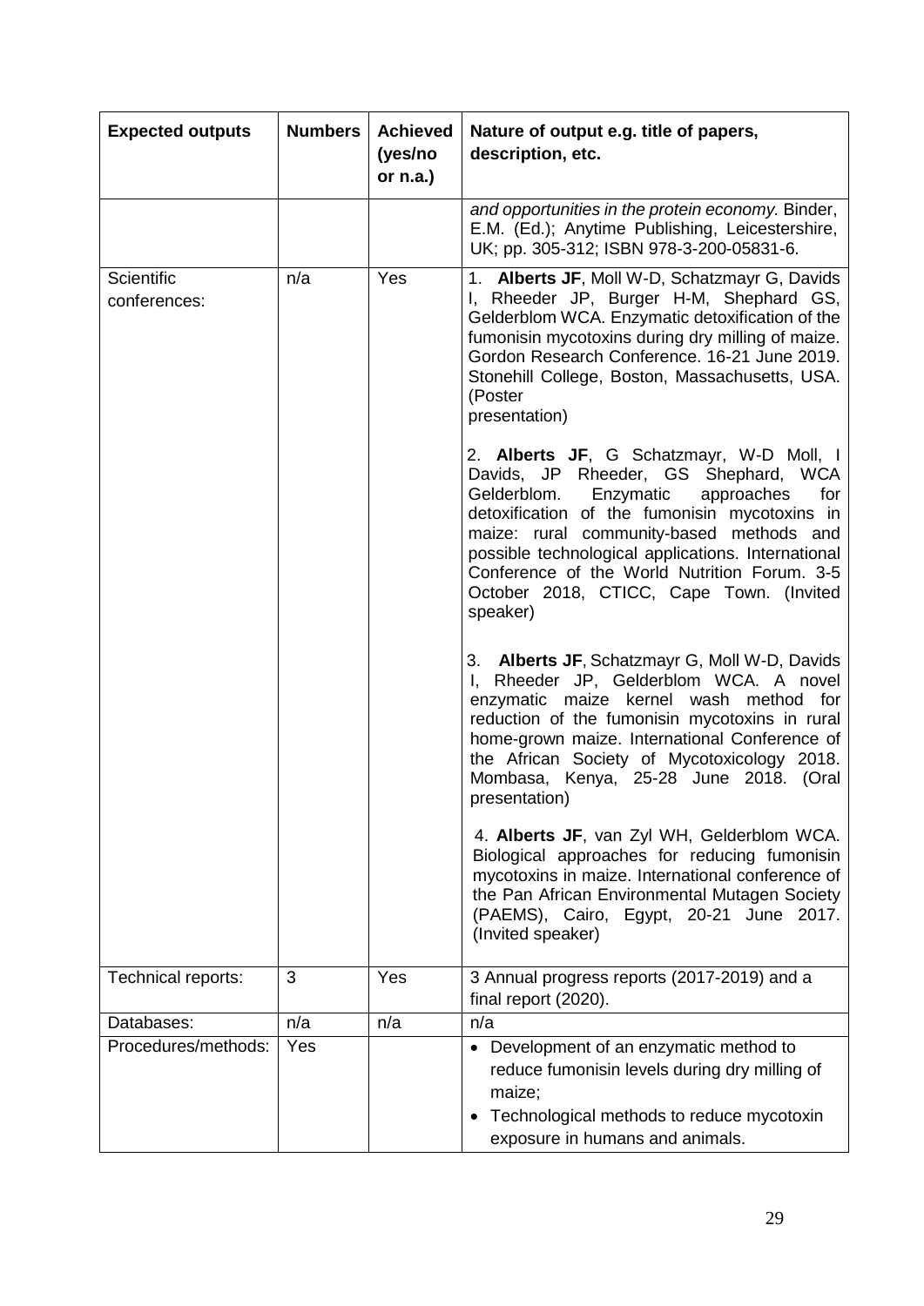| Expected outputs | Numbers | Achieved (yes/no or n.a.) | Nature of output e.g. title of papers, description, etc. |
|---|---|---|---|
| | | | *and opportunities in the protein economy.* Binder, E.M. (Ed.); Anytime Publishing, Leicestershire, UK; pp. 305-312; ISBN 978-3-200-05831-6. |
| Scientific conferences: | n/a | Yes | 1. **Alberts JF**, Moll W-D, Schatzmayr G, Davids I, Rheeder JP, Burger H-M, Shephard GS, Gelderblom WCA. Enzymatic detoxification of the fumonisin mycotoxins during dry milling of maize. Gordon Research Conference. 16-21 June 2019. Stonehill College, Boston, Massachusetts, USA. (Poster presentation)<br><br>2. **Alberts JF**, G Schatzmayr, W-D Moll, I Davids, JP Rheeder, GS Shephard, WCA Gelderblom. Enzymatic approaches for detoxification of the fumonisin mycotoxins in maize: rural community-based methods and possible technological applications. International Conference of the World Nutrition Forum. 3-5 October 2018, CTICC, Cape Town. (Invited speaker)<br><br>3. **Alberts JF**, Schatzmayr G, Moll W-D, Davids I, Rheeder JP, Gelderblom WCA. A novel enzymatic maize kernel wash method for reduction of the fumonisin mycotoxins in rural home-grown maize. International Conference of the African Society of Mycotoxicology 2018. Mombasa, Kenya, 25-28 June 2018. (Oral presentation)<br><br>4. **Alberts JF**, van Zyl WH, Gelderblom WCA. Biological approaches for reducing fumonisin mycotoxins in maize. International conference of the Pan African Environmental Mutagen Society (PAEMS), Cairo, Egypt, 20-21 June 2017. (Invited speaker) |
| Technical reports: | 3 | Yes | 3 Annual progress reports (2017-2019) and a final report (2020). |
| Databases: | n/a | n/a | n/a |
| Procedures/methods: | Yes | | • Development of an enzymatic method to reduce fumonisin levels during dry milling of maize;<br>• Technological methods to reduce mycotoxin exposure in humans and animals. |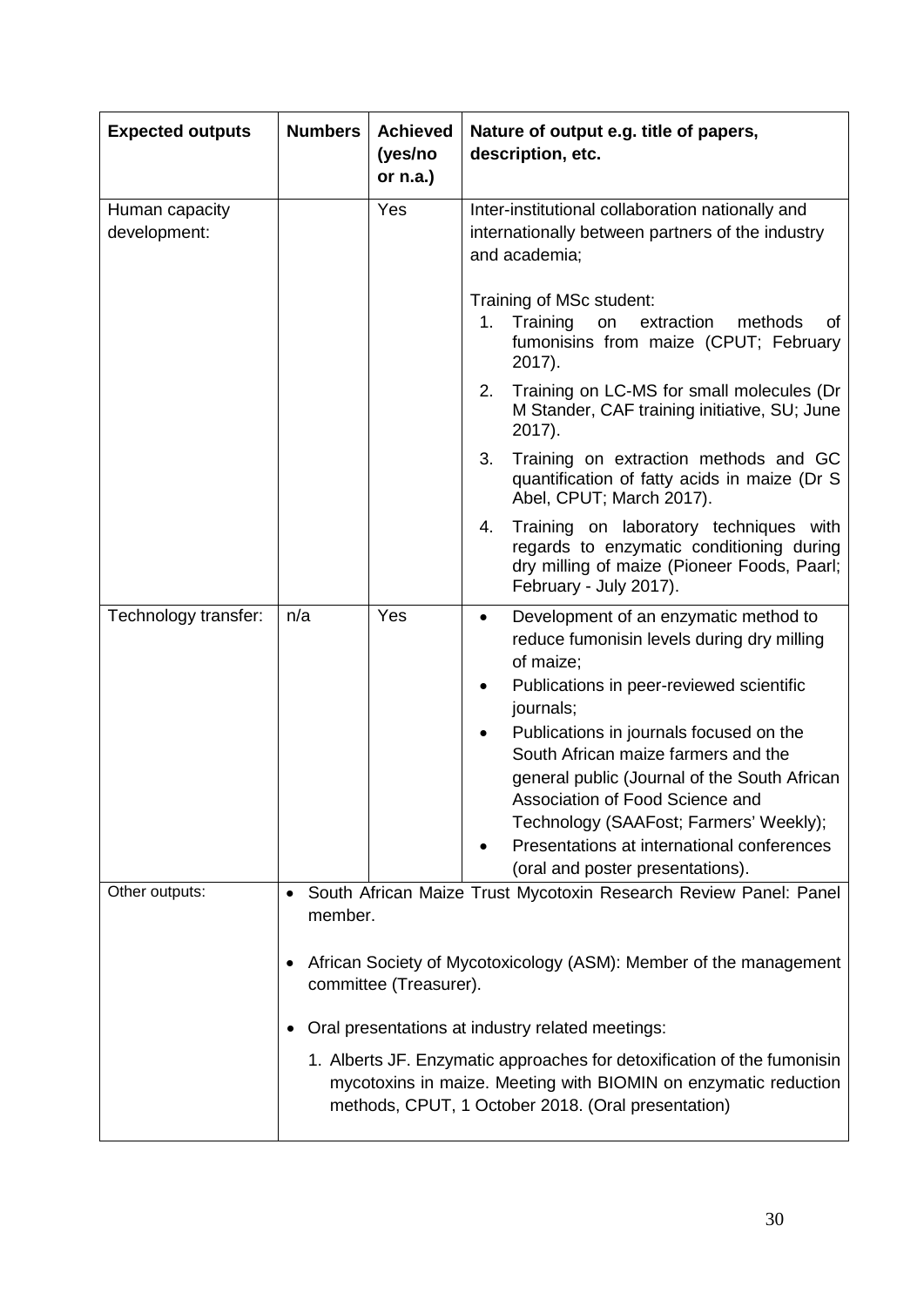| Expected outputs | Numbers | Achieved (yes/no or n.a.) | Nature of output e.g. title of papers, description, etc. |
|---|---|---|---|
| Human capacity development: | | Yes | Inter-institutional collaboration nationally and internationally between partners of the industry and academia;<br><br>Training of MSc student:<br>1. Training on extraction methods of fumonisins from maize (CPUT; February 2017).<br>2. Training on LC-MS for small molecules (Dr M Stander, CAF training initiative, SU; June 2017).<br>3. Training on extraction methods and GC quantification of fatty acids in maize (Dr S Abel, CPUT; March 2017).<br>4. Training on laboratory techniques with regards to enzymatic conditioning during dry milling of maize (Pioneer Foods, Paarl; February - July 2017). |
| Technology transfer: | n/a | Yes | • Development of an enzymatic method to reduce fumonisin levels during dry milling of maize;<br>• Publications in peer-reviewed scientific journals;<br>• Publications in journals focused on the South African maize farmers and the general public (Journal of the South African Association of Food Science and Technology (SAAFost; Farmers' Weekly);<br>• Presentations at international conferences (oral and poster presentations). |
| Other outputs: | • South African Maize Trust Mycotoxin Research Review Panel: Panel member.<br><br>• African Society of Mycotoxicology (ASM): Member of the management committee (Treasurer).<br><br>• Oral presentations at industry related meetings:<br>1. Alberts JF. Enzymatic approaches for detoxification of the fumonisin mycotoxins in maize. Meeting with BIOMIN on enzymatic reduction methods, CPUT, 1 October 2018. (Oral presentation) | | |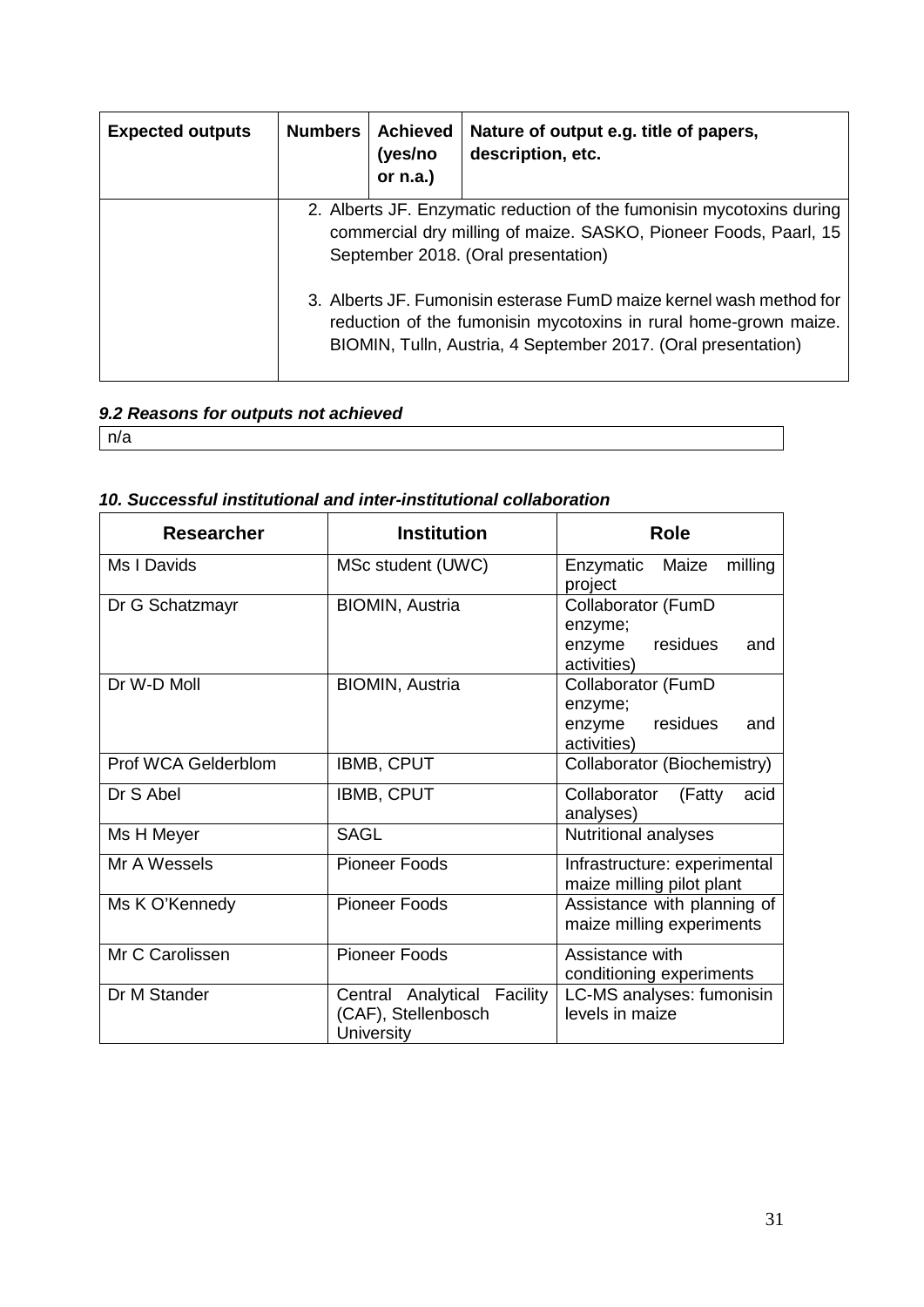| Expected outputs | Numbers | Achieved (yes/no or n.a.) | Nature of output e.g. title of papers, description, etc. |
|---|---|---|---|
| | 2. Alberts JF. Enzymatic reduction of the fumonisin mycotoxins during commercial dry milling of maize. SASKO, Pioneer Foods, Paarl, 15 September 2018. (Oral presentation)<br><br>3. Alberts JF. Fumonisin esterase FumD maize kernel wash method for reduction of the fumonisin mycotoxins in rural home-grown maize. BIOMIN, Tulln, Austria, 4 September 2017. (Oral presentation) | | |

### *9.2 Reasons for outputs not achieved*

n/a

### *10. Successful institutional and inter-institutional collaboration*

| Researcher | Institution | Role |
|---|---|---|
| Ms I Davids | MSc student (UWC) | Enzymatic Maize milling project |
| Dr G Schatzmayr | BIOMIN, Austria | Collaborator (FumD enzyme; enzyme residues and activities) |
| Dr W-D Moll | BIOMIN, Austria | Collaborator (FumD enzyme; enzyme residues and activities) |
| Prof WCA Gelderblom | IBMB, CPUT | Collaborator (Biochemistry) |
| Dr S Abel | IBMB, CPUT | Collaborator (Fatty acid analyses) |
| Ms H Meyer | SAGL | Nutritional analyses |
| Mr A Wessels | Pioneer Foods | Infrastructure: experimental maize milling pilot plant |
| Ms K O'Kennedy | Pioneer Foods | Assistance with planning of maize milling experiments |
| Mr C Carolissen | Pioneer Foods | Assistance with conditioning experiments |
| Dr M Stander | Central Analytical Facility (CAF), Stellenbosch University | LC-MS analyses: fumonisin levels in maize |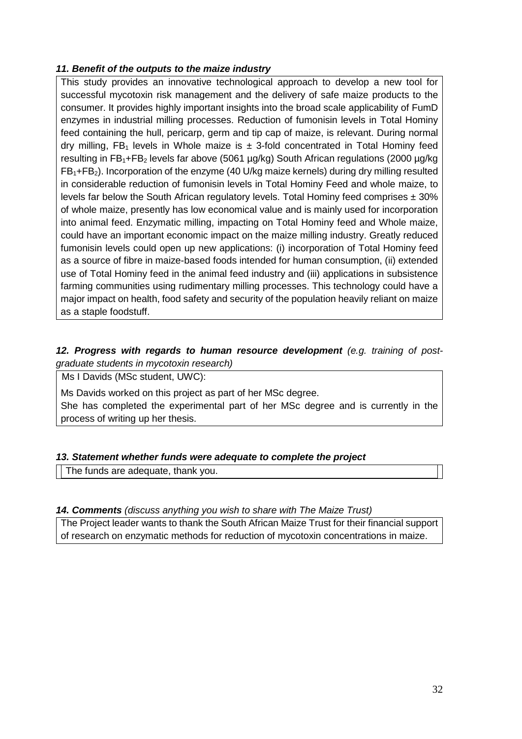### *11. Benefit of the outputs to the maize industry*

This study provides an innovative technological approach to develop a new tool for successful mycotoxin risk management and the delivery of safe maize products to the consumer. It provides highly important insights into the broad scale applicability of FumD enzymes in industrial milling processes. Reduction of fumonisin levels in Total Hominy feed containing the hull, pericarp, germ and tip cap of maize, is relevant. During normal dry milling, $FB_1$ levels in Whole maize is ± 3-fold concentrated in Total Hominy feed resulting in $FB_1$+$FB_2$ levels far above (5061 µg/kg) South African regulations (2000 µg/kg $FB_1$+$FB_2$). Incorporation of the enzyme (40 U/kg maize kernels) during dry milling resulted in considerable reduction of fumonisin levels in Total Hominy Feed and whole maize, to levels far below the South African regulatory levels. Total Hominy feed comprises ± 30% of whole maize, presently has low economical value and is mainly used for incorporation into animal feed. Enzymatic milling, impacting on Total Hominy feed and Whole maize, could have an important economic impact on the maize milling industry. Greatly reduced fumonisin levels could open up new applications: (i) incorporation of Total Hominy feed as a source of fibre in maize-based foods intended for human consumption, (ii) extended use of Total Hominy feed in the animal feed industry and (iii) applications in subsistence farming communities using rudimentary milling processes. This technology could have a major impact on health, food safety and security of the population heavily reliant on maize as a staple foodstuff.

### *12. Progress with regards to human resource development* *(e.g. training of post-graduate students in mycotoxin research)*

Ms I Davids (MSc student, UWC):

Ms Davids worked on this project as part of her MSc degree.

She has completed the experimental part of her MSc degree and is currently in the process of writing up her thesis.

### *13. Statement whether funds were adequate to complete the project*

The funds are adequate, thank you.

### *14. Comments* *(discuss anything you wish to share with The Maize Trust)*

The Project leader wants to thank the South African Maize Trust for their financial support of research on enzymatic methods for reduction of mycotoxin concentrations in maize.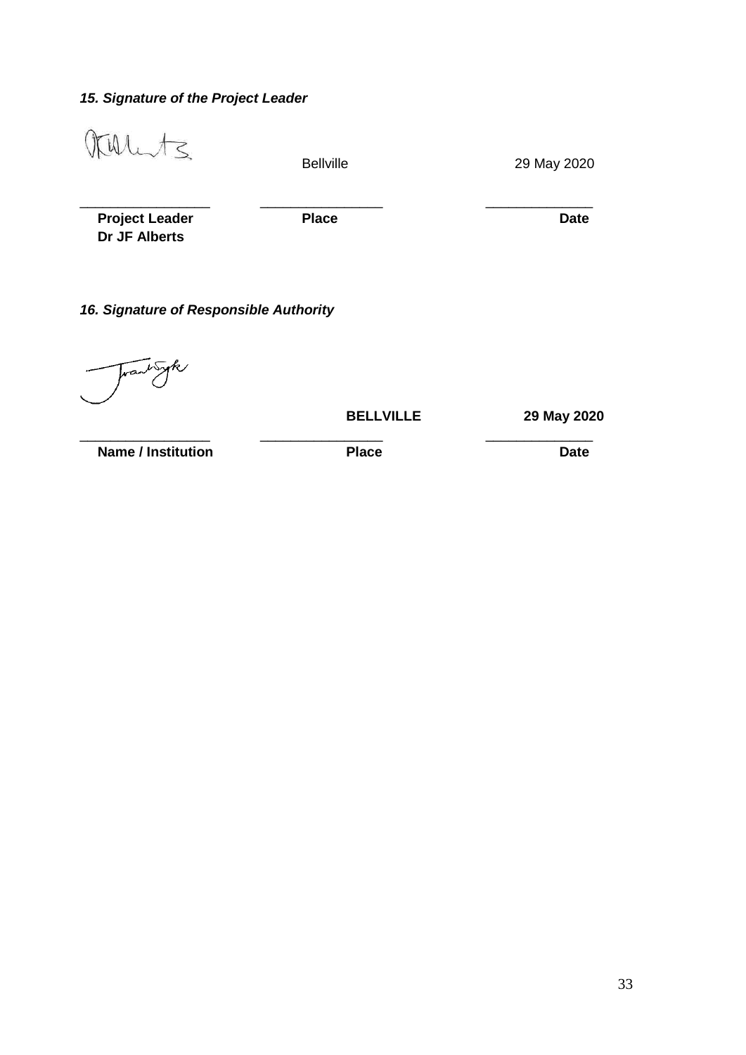***15. Signature of the Project Leader***

| | | |
|---|---|---|
| | Bellville | 29 May 2020 |
| **Project Leader** <br> **Dr JF Alberts** | **Place** | **Date** |

***16. Signature of Responsible Authority***

| | | |
|---|---|---|
| | **BELLVILLE** | **29 May 2020** |
| **Name / Institution** | **Place** | **Date** |